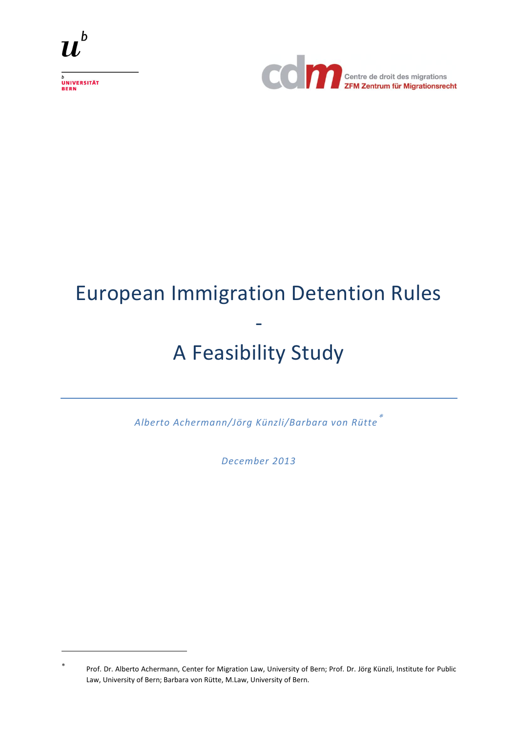UNIVERSITÄT BERN

Centre de droit des migrations
ZFM Zentrum für Migrationsrecht

# European Immigration Detention Rules

# -

# A Feasibility Study

*Alberto Achermann/Jörg Künzli/Barbara von Rütte* *

*December 2013*

---

\* Prof. Dr. Alberto Achermann, Center for Migration Law, University of Bern; Prof. Dr. Jörg Künzli, Institute for Public Law, University of Bern; Barbara von Rütte, M.Law, University of Bern.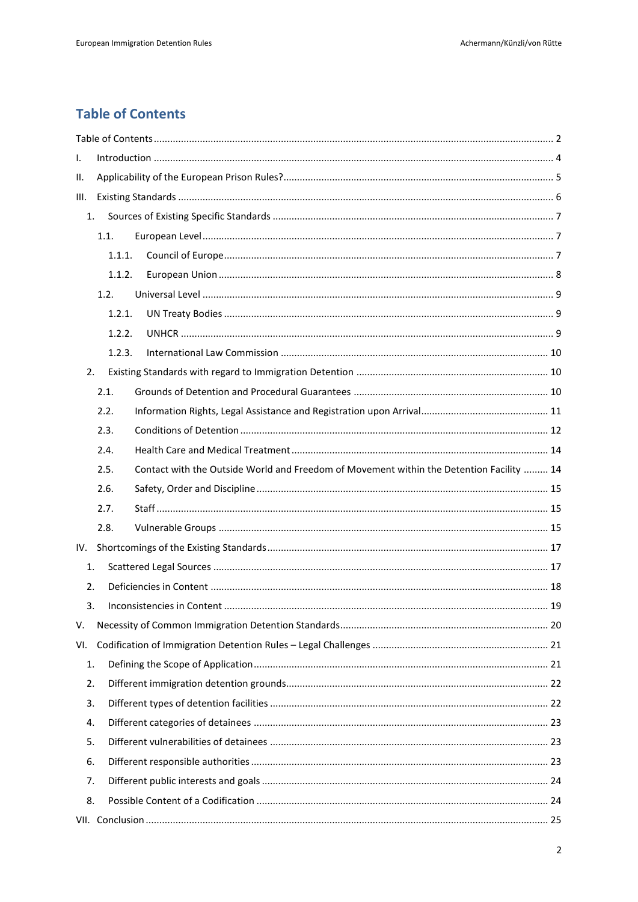# Table of Contents

Table of Contents ........................................................................................................................ 2

I. Introduction ........................................................................................................................ 4

II. Applicability of the European Prison Rules? ........................................................................ 5

III. Existing Standards ............................................................................................................. 6

- 1. Sources of Existing Specific Standards ........................................................................... 7
  - 1.1. European Level ....................................................................................................... 7
    - 1.1.1. Council of Europe ............................................................................................ 7
    - 1.1.2. European Union ............................................................................................... 8
  - 1.2. Universal Level ....................................................................................................... 9
    - 1.2.1. UN Treaty Bodies ............................................................................................ 9
    - 1.2.2. UNHCR ........................................................................................................... 9
    - 1.2.3. International Law Commission ....................................................................... 10
- 2. Existing Standards with regard to Immigration Detention .............................................. 10
  - 2.1. Grounds of Detention and Procedural Guarantees .................................................. 10
  - 2.2. Information Rights, Legal Assistance and Registration upon Arrival ......................... 11
  - 2.3. Conditions of Detention ........................................................................................ 12
  - 2.4. Health Care and Medical Treatment ...................................................................... 14
  - 2.5. Contact with the Outside World and Freedom of Movement within the Detention Facility ......... 14
  - 2.6. Safety, Order and Discipline .................................................................................. 15
  - 2.7. Staff ..................................................................................................................... 15
  - 2.8. Vulnerable Groups ................................................................................................ 15

IV. Shortcomings of the Existing Standards ............................................................................ 17

- 1. Scattered Legal Sources .............................................................................................. 17
- 2. Deficiencies in Content ................................................................................................ 18
- 3. Inconsistencies in Content ........................................................................................... 19

V. Necessity of Common Immigration Detention Standards .................................................... 20

VI. Codification of Immigration Detention Rules – Legal Challenges ...................................... 21

- 1. Defining the Scope of Application ................................................................................ 21
- 2. Different immigration detention grounds ..................................................................... 22
- 3. Different types of detention facilities ........................................................................... 22
- 4. Different categories of detainees ................................................................................. 23
- 5. Different vulnerabilities of detainees ............................................................................ 23
- 6. Different responsible authorities .................................................................................. 23
- 7. Different public interests and goals .............................................................................. 24
- 8. Possible Content of a Codification ................................................................................ 24

VII. Conclusion ...................................................................................................................... 25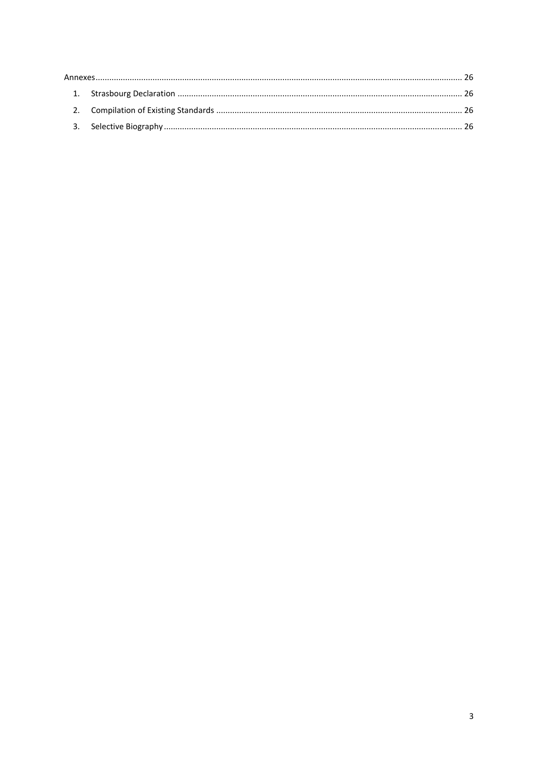Annexes ........................................................................................................ 26

1. Strasbourg Declaration ........................................................................................ 26
2. Compilation of Existing Standards ........................................................................ 26
3. Selective Biography ............................................................................................. 26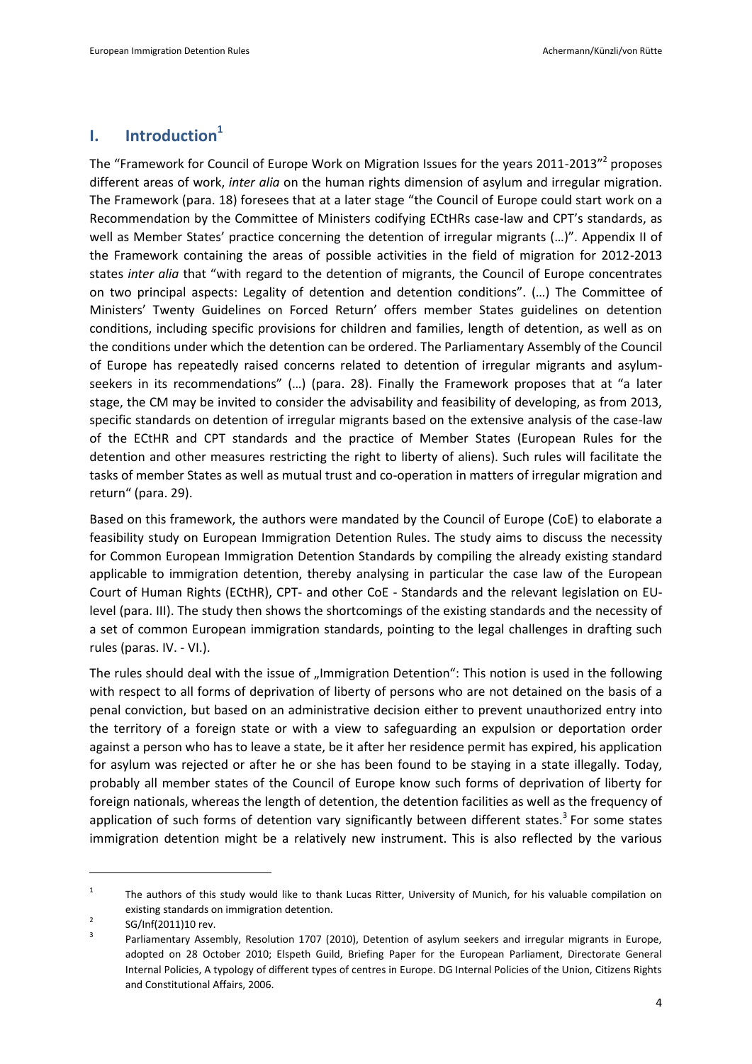## I. Introduction[1]

The "Framework for Council of Europe Work on Migration Issues for the years 2011-2013"[2] proposes different areas of work, *inter alia* on the human rights dimension of asylum and irregular migration. The Framework (para. 18) foresees that at a later stage "the Council of Europe could start work on a Recommendation by the Committee of Ministers codifying ECtHRs case-law and CPT's standards, as well as Member States' practice concerning the detention of irregular migrants (…)". Appendix II of the Framework containing the areas of possible activities in the field of migration for 2012-2013 states *inter alia* that "with regard to the detention of migrants, the Council of Europe concentrates on two principal aspects: Legality of detention and detention conditions". (…) The Committee of Ministers' Twenty Guidelines on Forced Return' offers member States guidelines on detention conditions, including specific provisions for children and families, length of detention, as well as on the conditions under which the detention can be ordered. The Parliamentary Assembly of the Council of Europe has repeatedly raised concerns related to detention of irregular migrants and asylum-seekers in its recommendations" (…) (para. 28). Finally the Framework proposes that at "a later stage, the CM may be invited to consider the advisability and feasibility of developing, as from 2013, specific standards on detention of irregular migrants based on the extensive analysis of the case-law of the ECtHR and CPT standards and the practice of Member States (European Rules for the detention and other measures restricting the right to liberty of aliens). Such rules will facilitate the tasks of member States as well as mutual trust and co-operation in matters of irregular migration and return" (para. 29).

Based on this framework, the authors were mandated by the Council of Europe (CoE) to elaborate a feasibility study on European Immigration Detention Rules. The study aims to discuss the necessity for Common European Immigration Detention Standards by compiling the already existing standard applicable to immigration detention, thereby analysing in particular the case law of the European Court of Human Rights (ECtHR), CPT- and other CoE - Standards and the relevant legislation on EU-level (para. III). The study then shows the shortcomings of the existing standards and the necessity of a set of common European immigration standards, pointing to the legal challenges in drafting such rules (paras. IV. - VI.).

The rules should deal with the issue of „Immigration Detention": This notion is used in the following with respect to all forms of deprivation of liberty of persons who are not detained on the basis of a penal conviction, but based on an administrative decision either to prevent unauthorized entry into the territory of a foreign state or with a view to safeguarding an expulsion or deportation order against a person who has to leave a state, be it after her residence permit has expired, his application for asylum was rejected or after he or she has been found to be staying in a state illegally. Today, probably all member states of the Council of Europe know such forms of deprivation of liberty for foreign nationals, whereas the length of detention, the detention facilities as well as the frequency of application of such forms of detention vary significantly between different states.[3] For some states immigration detention might be a relatively new instrument. This is also reflected by the various

---

[1] The authors of this study would like to thank Lucas Ritter, University of Munich, for his valuable compilation on existing standards on immigration detention.

[2] SG/Inf(2011)10 rev.

[3] Parliamentary Assembly, Resolution 1707 (2010), Detention of asylum seekers and irregular migrants in Europe, adopted on 28 October 2010; Elspeth Guild, Briefing Paper for the European Parliament, Directorate General Internal Policies, A typology of different types of centres in Europe. DG Internal Policies of the Union, Citizens Rights and Constitutional Affairs, 2006.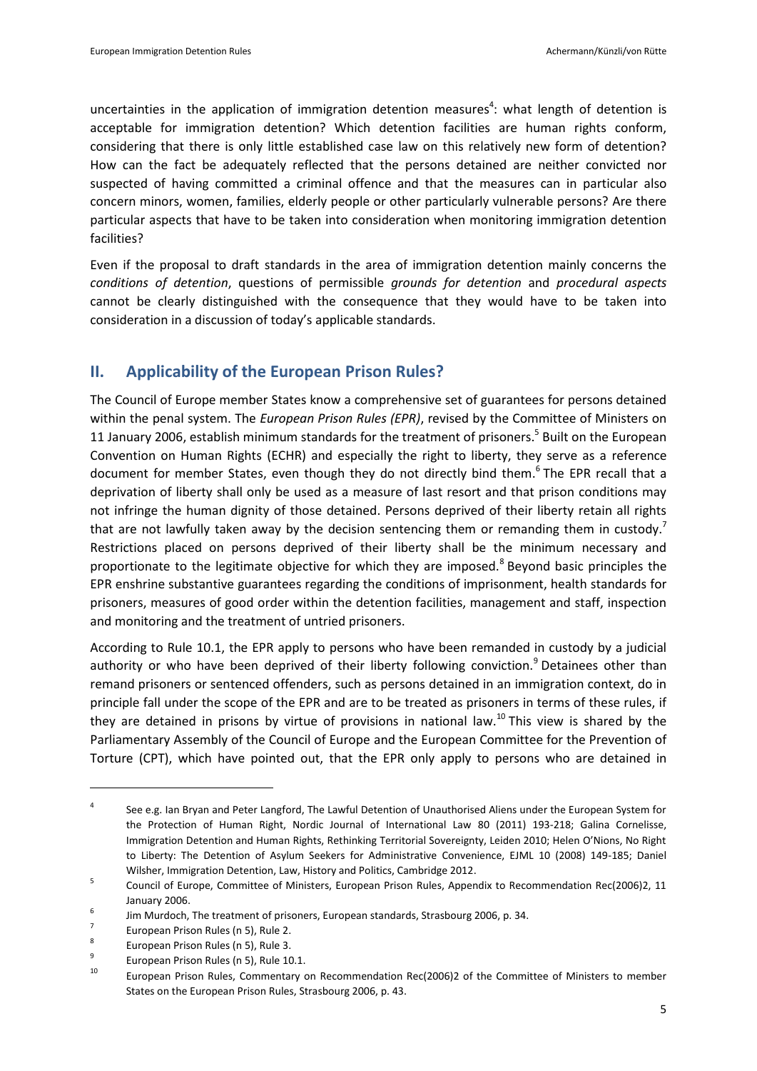uncertainties in the application of immigration detention measures[4]: what length of detention is acceptable for immigration detention? Which detention facilities are human rights conform, considering that there is only little established case law on this relatively new form of detention? How can the fact be adequately reflected that the persons detained are neither convicted nor suspected of having committed a criminal offence and that the measures can in particular also concern minors, women, families, elderly people or other particularly vulnerable persons? Are there particular aspects that have to be taken into consideration when monitoring immigration detention facilities?

Even if the proposal to draft standards in the area of immigration detention mainly concerns the *conditions of detention*, questions of permissible *grounds for detention* and *procedural aspects* cannot be clearly distinguished with the consequence that they would have to be taken into consideration in a discussion of today's applicable standards.

## II. Applicability of the European Prison Rules?

The Council of Europe member States know a comprehensive set of guarantees for persons detained within the penal system. The *European Prison Rules (EPR)*, revised by the Committee of Ministers on 11 January 2006, establish minimum standards for the treatment of prisoners.[5] Built on the European Convention on Human Rights (ECHR) and especially the right to liberty, they serve as a reference document for member States, even though they do not directly bind them.[6] The EPR recall that a deprivation of liberty shall only be used as a measure of last resort and that prison conditions may not infringe the human dignity of those detained. Persons deprived of their liberty retain all rights that are not lawfully taken away by the decision sentencing them or remanding them in custody.[7] Restrictions placed on persons deprived of their liberty shall be the minimum necessary and proportionate to the legitimate objective for which they are imposed.[8] Beyond basic principles the EPR enshrine substantive guarantees regarding the conditions of imprisonment, health standards for prisoners, measures of good order within the detention facilities, management and staff, inspection and monitoring and the treatment of untried prisoners.

According to Rule 10.1, the EPR apply to persons who have been remanded in custody by a judicial authority or who have been deprived of their liberty following conviction.[9] Detainees other than remand prisoners or sentenced offenders, such as persons detained in an immigration context, do in principle fall under the scope of the EPR and are to be treated as prisoners in terms of these rules, if they are detained in prisons by virtue of provisions in national law.[10] This view is shared by the Parliamentary Assembly of the Council of Europe and the European Committee for the Prevention of Torture (CPT), which have pointed out, that the EPR only apply to persons who are detained in

---

[4] See e.g. Ian Bryan and Peter Langford, The Lawful Detention of Unauthorised Aliens under the European System for the Protection of Human Right, Nordic Journal of International Law 80 (2011) 193-218; Galina Cornelisse, Immigration Detention and Human Rights, Rethinking Territorial Sovereignty, Leiden 2010; Helen O'Nions, No Right to Liberty: The Detention of Asylum Seekers for Administrative Convenience, EJML 10 (2008) 149-185; Daniel Wilsher, Immigration Detention, Law, History and Politics, Cambridge 2012.

[5] Council of Europe, Committee of Ministers, European Prison Rules, Appendix to Recommendation Rec(2006)2, 11 January 2006.

[6] Jim Murdoch, The treatment of prisoners, European standards, Strasbourg 2006, p. 34.

[7] European Prison Rules (n 5), Rule 2.

[8] European Prison Rules (n 5), Rule 3.

[9] European Prison Rules (n 5), Rule 10.1.

[10] European Prison Rules, Commentary on Recommendation Rec(2006)2 of the Committee of Ministers to member States on the European Prison Rules, Strasbourg 2006, p. 43.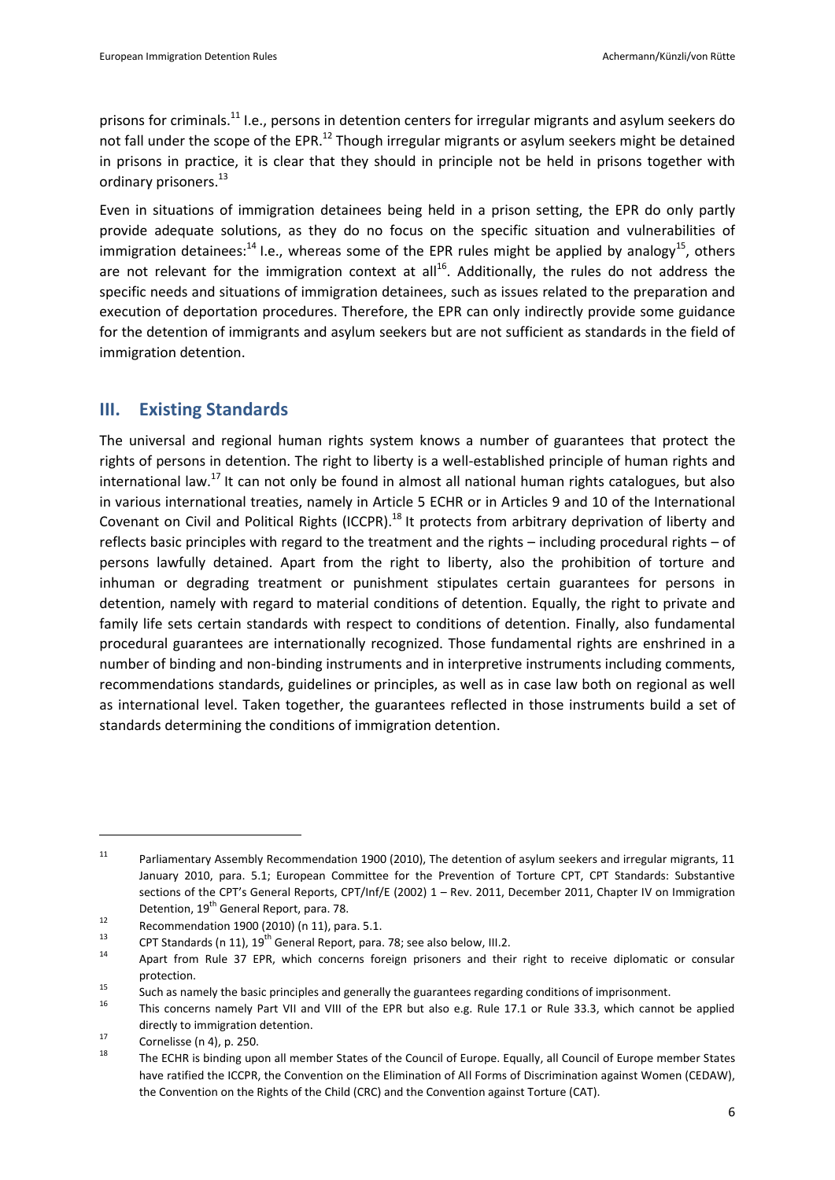prisons for criminals.[11] I.e., persons in detention centers for irregular migrants and asylum seekers do not fall under the scope of the EPR.[12] Though irregular migrants or asylum seekers might be detained in prisons in practice, it is clear that they should in principle not be held in prisons together with ordinary prisoners.[13]

Even in situations of immigration detainees being held in a prison setting, the EPR do only partly provide adequate solutions, as they do no focus on the specific situation and vulnerabilities of immigration detainees:[14] I.e., whereas some of the EPR rules might be applied by analogy[15], others are not relevant for the immigration context at all[16]. Additionally, the rules do not address the specific needs and situations of immigration detainees, such as issues related to the preparation and execution of deportation procedures. Therefore, the EPR can only indirectly provide some guidance for the detention of immigrants and asylum seekers but are not sufficient as standards in the field of immigration detention.

## III. Existing Standards

The universal and regional human rights system knows a number of guarantees that protect the rights of persons in detention. The right to liberty is a well-established principle of human rights and international law.[17] It can not only be found in almost all national human rights catalogues, but also in various international treaties, namely in Article 5 ECHR or in Articles 9 and 10 of the International Covenant on Civil and Political Rights (ICCPR).[18] It protects from arbitrary deprivation of liberty and reflects basic principles with regard to the treatment and the rights – including procedural rights – of persons lawfully detained. Apart from the right to liberty, also the prohibition of torture and inhuman or degrading treatment or punishment stipulates certain guarantees for persons in detention, namely with regard to material conditions of detention. Equally, the right to private and family life sets certain standards with respect to conditions of detention. Finally, also fundamental procedural guarantees are internationally recognized. Those fundamental rights are enshrined in a number of binding and non-binding instruments and in interpretive instruments including comments, recommendations standards, guidelines or principles, as well as in case law both on regional as well as international level. Taken together, the guarantees reflected in those instruments build a set of standards determining the conditions of immigration detention.

---

[11] Parliamentary Assembly Recommendation 1900 (2010), The detention of asylum seekers and irregular migrants, 11 January 2010, para. 5.1; European Committee for the Prevention of Torture CPT, CPT Standards: Substantive sections of the CPT's General Reports, CPT/Inf/E (2002) 1 – Rev. 2011, December 2011, Chapter IV on Immigration Detention, 19th General Report, para. 78.

[12] Recommendation 1900 (2010) (n 11), para. 5.1.

[13] CPT Standards (n 11), 19th General Report, para. 78; see also below, III.2.

[14] Apart from Rule 37 EPR, which concerns foreign prisoners and their right to receive diplomatic or consular protection.

[15] Such as namely the basic principles and generally the guarantees regarding conditions of imprisonment.

[16] This concerns namely Part VII and VIII of the EPR but also e.g. Rule 17.1 or Rule 33.3, which cannot be applied directly to immigration detention.

[17] Cornelisse (n 4), p. 250.

[18] The ECHR is binding upon all member States of the Council of Europe. Equally, all Council of Europe member States have ratified the ICCPR, the Convention on the Elimination of All Forms of Discrimination against Women (CEDAW), the Convention on the Rights of the Child (CRC) and the Convention against Torture (CAT).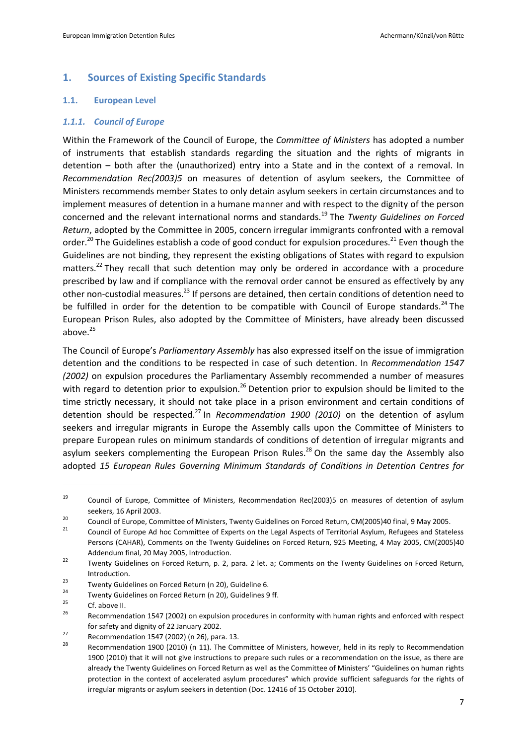## 1. Sources of Existing Specific Standards

### 1.1. European Level

#### *1.1.1. Council of Europe*

Within the Framework of the Council of Europe, the *Committee of Ministers* has adopted a number of instruments that establish standards regarding the situation and the rights of migrants in detention – both after the (unauthorized) entry into a State and in the context of a removal. In *Recommendation Rec(2003)5* on measures of detention of asylum seekers, the Committee of Ministers recommends member States to only detain asylum seekers in certain circumstances and to implement measures of detention in a humane manner and with respect to the dignity of the person concerned and the relevant international norms and standards.[19] The *Twenty Guidelines on Forced Return*, adopted by the Committee in 2005, concern irregular immigrants confronted with a removal order.[20] The Guidelines establish a code of good conduct for expulsion procedures.[21] Even though the Guidelines are not binding, they represent the existing obligations of States with regard to expulsion matters.[22] They recall that such detention may only be ordered in accordance with a procedure prescribed by law and if compliance with the removal order cannot be ensured as effectively by any other non-custodial measures.[23] If persons are detained, then certain conditions of detention need to be fulfilled in order for the detention to be compatible with Council of Europe standards.[24] The European Prison Rules, also adopted by the Committee of Ministers, have already been discussed above.[25]

The Council of Europe's *Parliamentary Assembly* has also expressed itself on the issue of immigration detention and the conditions to be respected in case of such detention. In *Recommendation 1547 (2002)* on expulsion procedures the Parliamentary Assembly recommended a number of measures with regard to detention prior to expulsion.[26] Detention prior to expulsion should be limited to the time strictly necessary, it should not take place in a prison environment and certain conditions of detention should be respected.[27] In *Recommendation 1900 (2010)* on the detention of asylum seekers and irregular migrants in Europe the Assembly calls upon the Committee of Ministers to prepare European rules on minimum standards of conditions of detention of irregular migrants and asylum seekers complementing the European Prison Rules.[28] On the same day the Assembly also adopted *15 European Rules Governing Minimum Standards of Conditions in Detention Centres for*

---

[19] Council of Europe, Committee of Ministers, Recommendation Rec(2003)5 on measures of detention of asylum seekers, 16 April 2003.

[20] Council of Europe, Committee of Ministers, Twenty Guidelines on Forced Return, CM(2005)40 final, 9 May 2005.

[21] Council of Europe Ad hoc Committee of Experts on the Legal Aspects of Territorial Asylum, Refugees and Stateless Persons (CAHAR), Comments on the Twenty Guidelines on Forced Return, 925 Meeting, 4 May 2005, CM(2005)40 Addendum final, 20 May 2005, Introduction.

[22] Twenty Guidelines on Forced Return, p. 2, para. 2 let. a; Comments on the Twenty Guidelines on Forced Return, Introduction.

[23] Twenty Guidelines on Forced Return (n 20), Guideline 6.

[24] Twenty Guidelines on Forced Return (n 20), Guidelines 9 ff.

[25] Cf. above II.

[26] Recommendation 1547 (2002) on expulsion procedures in conformity with human rights and enforced with respect for safety and dignity of 22 January 2002.

[27] Recommendation 1547 (2002) (n 26), para. 13.

[28] Recommendation 1900 (2010) (n 11). The Committee of Ministers, however, held in its reply to Recommendation 1900 (2010) that it will not give instructions to prepare such rules or a recommendation on the issue, as there are already the Twenty Guidelines on Forced Return as well as the Committee of Ministers' "Guidelines on human rights protection in the context of accelerated asylum procedures" which provide sufficient safeguards for the rights of irregular migrants or asylum seekers in detention (Doc. 12416 of 15 October 2010).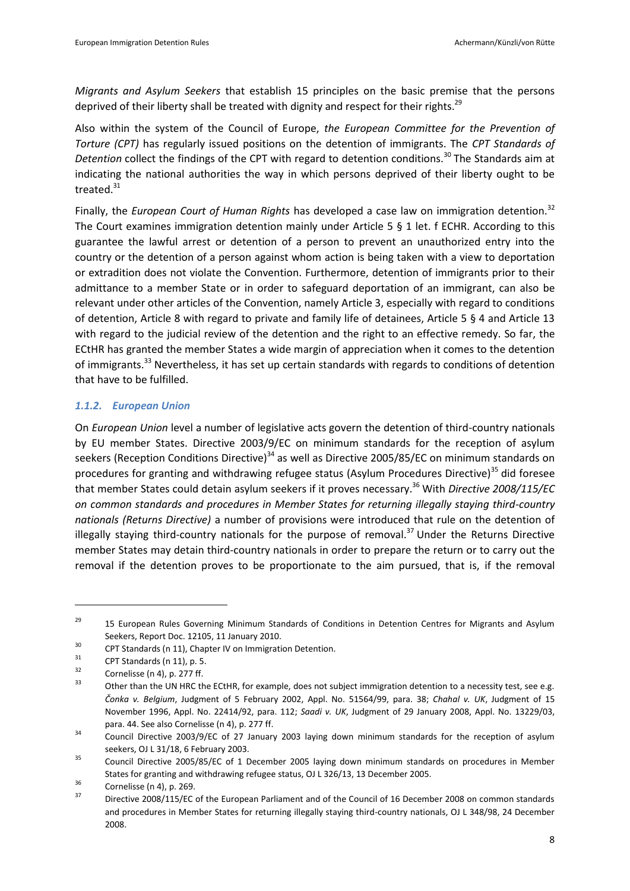*Migrants and Asylum Seekers* that establish 15 principles on the basic premise that the persons deprived of their liberty shall be treated with dignity and respect for their rights.[29]

Also within the system of the Council of Europe, *the European Committee for the Prevention of Torture (CPT)* has regularly issued positions on the detention of immigrants. The *CPT Standards of Detention* collect the findings of the CPT with regard to detention conditions.[30] The Standards aim at indicating the national authorities the way in which persons deprived of their liberty ought to be treated.[31]

Finally, the *European Court of Human Rights* has developed a case law on immigration detention.[32] The Court examines immigration detention mainly under Article 5 § 1 let. f ECHR. According to this guarantee the lawful arrest or detention of a person to prevent an unauthorized entry into the country or the detention of a person against whom action is being taken with a view to deportation or extradition does not violate the Convention. Furthermore, detention of immigrants prior to their admittance to a member State or in order to safeguard deportation of an immigrant, can also be relevant under other articles of the Convention, namely Article 3, especially with regard to conditions of detention, Article 8 with regard to private and family life of detainees, Article 5 § 4 and Article 13 with regard to the judicial review of the detention and the right to an effective remedy. So far, the ECtHR has granted the member States a wide margin of appreciation when it comes to the detention of immigrants.[33] Nevertheless, it has set up certain standards with regards to conditions of detention that have to be fulfilled.

### *1.1.2. European Union*

On *European Union* level a number of legislative acts govern the detention of third-country nationals by EU member States. Directive 2003/9/EC on minimum standards for the reception of asylum seekers (Reception Conditions Directive)[34] as well as Directive 2005/85/EC on minimum standards on procedures for granting and withdrawing refugee status (Asylum Procedures Directive)[35] did foresee that member States could detain asylum seekers if it proves necessary.[36] With *Directive 2008/115/EC on common standards and procedures in Member States for returning illegally staying third-country nationals (Returns Directive)* a number of provisions were introduced that rule on the detention of illegally staying third-country nationals for the purpose of removal.[37] Under the Returns Directive member States may detain third-country nationals in order to prepare the return or to carry out the removal if the detention proves to be proportionate to the aim pursued, that is, if the removal

---

[29] 15 European Rules Governing Minimum Standards of Conditions in Detention Centres for Migrants and Asylum Seekers, Report Doc. 12105, 11 January 2010.

[30] CPT Standards (n 11), Chapter IV on Immigration Detention.

[31] CPT Standards (n 11), p. 5.

[32] Cornelisse (n 4), p. 277 ff.

[33] Other than the UN HRC the ECtHR, for example, does not subject immigration detention to a necessity test, see e.g. *Čonka v. Belgium*, Judgment of 5 February 2002, Appl. No. 51564/99, para. 38; *Chahal v. UK*, Judgment of 15 November 1996, Appl. No. 22414/92, para. 112; *Saadi v. UK*, Judgment of 29 January 2008, Appl. No. 13229/03, para. 44. See also Cornelisse (n 4), p. 277 ff.

[34] Council Directive 2003/9/EC of 27 January 2003 laying down minimum standards for the reception of asylum seekers, OJ L 31/18, 6 February 2003.

[35] Council Directive 2005/85/EC of 1 December 2005 laying down minimum standards on procedures in Member States for granting and withdrawing refugee status, OJ L 326/13, 13 December 2005.

[36] Cornelisse (n 4), p. 269.

[37] Directive 2008/115/EC of the European Parliament and of the Council of 16 December 2008 on common standards and procedures in Member States for returning illegally staying third-country nationals, OJ L 348/98, 24 December 2008.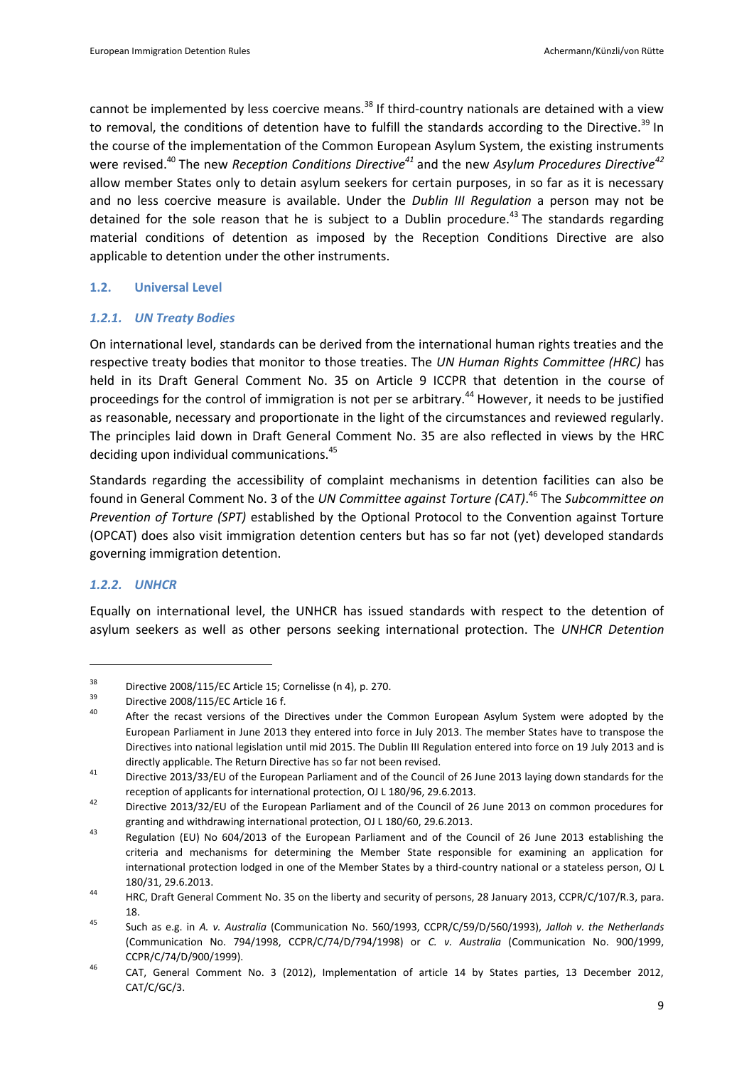cannot be implemented by less coercive means.[38] If third-country nationals are detained with a view to removal, the conditions of detention have to fulfill the standards according to the Directive.[39] In the course of the implementation of the Common European Asylum System, the existing instruments were revised.[40] The new *Reception Conditions Directive*[41] and the new *Asylum Procedures Directive*[42] allow member States only to detain asylum seekers for certain purposes, in so far as it is necessary and no less coercive measure is available. Under the *Dublin III Regulation* a person may not be detained for the sole reason that he is subject to a Dublin procedure.[43] The standards regarding material conditions of detention as imposed by the Reception Conditions Directive are also applicable to detention under the other instruments.

## 1.2. Universal Level

### *1.2.1. UN Treaty Bodies*

On international level, standards can be derived from the international human rights treaties and the respective treaty bodies that monitor to those treaties. The *UN Human Rights Committee (HRC)* has held in its Draft General Comment No. 35 on Article 9 ICCPR that detention in the course of proceedings for the control of immigration is not per se arbitrary.[44] However, it needs to be justified as reasonable, necessary and proportionate in the light of the circumstances and reviewed regularly. The principles laid down in Draft General Comment No. 35 are also reflected in views by the HRC deciding upon individual communications.[45]

Standards regarding the accessibility of complaint mechanisms in detention facilities can also be found in General Comment No. 3 of the *UN Committee against Torture (CAT)*.[46] The *Subcommittee on Prevention of Torture (SPT)* established by the Optional Protocol to the Convention against Torture (OPCAT) does also visit immigration detention centers but has so far not (yet) developed standards governing immigration detention.

### *1.2.2. UNHCR*

Equally on international level, the UNHCR has issued standards with respect to the detention of asylum seekers as well as other persons seeking international protection. The *UNHCR Detention*

---

[38] Directive 2008/115/EC Article 15; Cornelisse (n 4), p. 270.

[39] Directive 2008/115/EC Article 16 f.

[40] After the recast versions of the Directives under the Common European Asylum System were adopted by the European Parliament in June 2013 they entered into force in July 2013. The member States have to transpose the Directives into national legislation until mid 2015. The Dublin III Regulation entered into force on 19 July 2013 and is directly applicable. The Return Directive has so far not been revised.

[41] Directive 2013/33/EU of the European Parliament and of the Council of 26 June 2013 laying down standards for the reception of applicants for international protection, OJ L 180/96, 29.6.2013.

[42] Directive 2013/32/EU of the European Parliament and of the Council of 26 June 2013 on common procedures for granting and withdrawing international protection, OJ L 180/60, 29.6.2013.

[43] Regulation (EU) No 604/2013 of the European Parliament and of the Council of 26 June 2013 establishing the criteria and mechanisms for determining the Member State responsible for examining an application for international protection lodged in one of the Member States by a third-country national or a stateless person, OJ L 180/31, 29.6.2013.

[44] HRC, Draft General Comment No. 35 on the liberty and security of persons, 28 January 2013, CCPR/C/107/R.3, para. 18.

[45] Such as e.g. in *A. v. Australia* (Communication No. 560/1993, CCPR/C/59/D/560/1993), *Jalloh v. the Netherlands* (Communication No. 794/1998, CCPR/C/74/D/794/1998) or *C. v. Australia* (Communication No. 900/1999, CCPR/C/74/D/900/1999).

[46] CAT, General Comment No. 3 (2012), Implementation of article 14 by States parties, 13 December 2012, CAT/C/GC/3.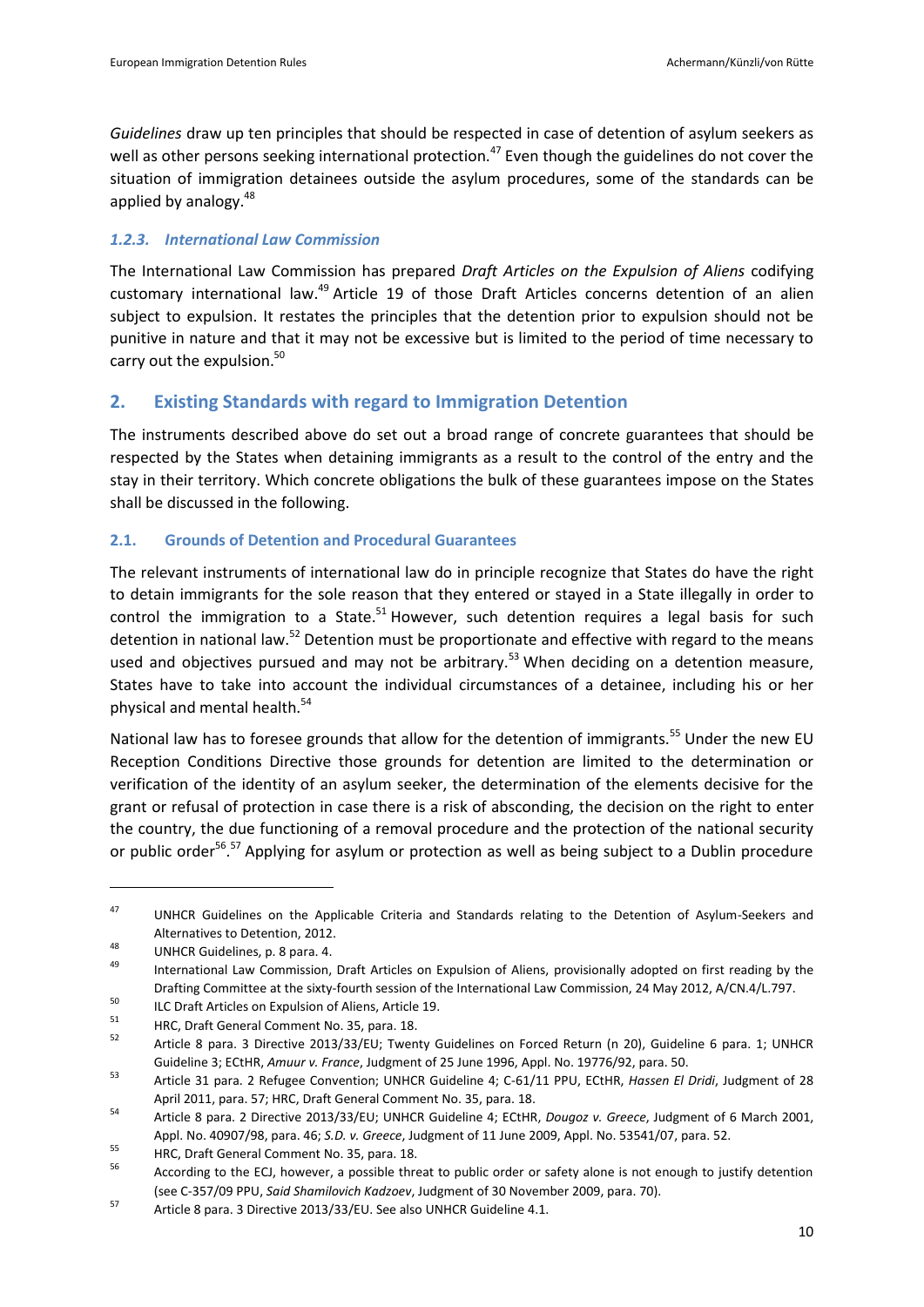*Guidelines* draw up ten principles that should be respected in case of detention of asylum seekers as well as other persons seeking international protection.[47] Even though the guidelines do not cover the situation of immigration detainees outside the asylum procedures, some of the standards can be applied by analogy.[48]

#### *1.2.3. International Law Commission*

The International Law Commission has prepared *Draft Articles on the Expulsion of Aliens* codifying customary international law.[49] Article 19 of those Draft Articles concerns detention of an alien subject to expulsion. It restates the principles that the detention prior to expulsion should not be punitive in nature and that it may not be excessive but is limited to the period of time necessary to carry out the expulsion.[50]

## 2. Existing Standards with regard to Immigration Detention

The instruments described above do set out a broad range of concrete guarantees that should be respected by the States when detaining immigrants as a result to the control of the entry and the stay in their territory. Which concrete obligations the bulk of these guarantees impose on the States shall be discussed in the following.

### 2.1. Grounds of Detention and Procedural Guarantees

The relevant instruments of international law do in principle recognize that States do have the right to detain immigrants for the sole reason that they entered or stayed in a State illegally in order to control the immigration to a State.[51] However, such detention requires a legal basis for such detention in national law.[52] Detention must be proportionate and effective with regard to the means used and objectives pursued and may not be arbitrary.[53] When deciding on a detention measure, States have to take into account the individual circumstances of a detainee, including his or her physical and mental health.[54]

National law has to foresee grounds that allow for the detention of immigrants.[55] Under the new EU Reception Conditions Directive those grounds for detention are limited to the determination or verification of the identity of an asylum seeker, the determination of the elements decisive for the grant or refusal of protection in case there is a risk of absconding, the decision on the right to enter the country, the due functioning of a removal procedure and the protection of the national security or public order[56].[57] Applying for asylum or protection as well as being subject to a Dublin procedure

---

[47] UNHCR Guidelines on the Applicable Criteria and Standards relating to the Detention of Asylum-Seekers and Alternatives to Detention, 2012.

[48] UNHCR Guidelines, p. 8 para. 4.

[49] International Law Commission, Draft Articles on Expulsion of Aliens, provisionally adopted on first reading by the Drafting Committee at the sixty-fourth session of the International Law Commission, 24 May 2012, A/CN.4/L.797.

[50] ILC Draft Articles on Expulsion of Aliens, Article 19.

[51] HRC, Draft General Comment No. 35, para. 18.

[52] Article 8 para. 3 Directive 2013/33/EU; Twenty Guidelines on Forced Return (n 20), Guideline 6 para. 1; UNHCR Guideline 3; ECtHR, *Amuur v. France*, Judgment of 25 June 1996, Appl. No. 19776/92, para. 50.

[53] Article 31 para. 2 Refugee Convention; UNHCR Guideline 4; C-61/11 PPU, ECtHR, *Hassen El Dridi*, Judgment of 28 April 2011, para. 57; HRC, Draft General Comment No. 35, para. 18.

[54] Article 8 para. 2 Directive 2013/33/EU; UNHCR Guideline 4; ECtHR, *Dougoz v. Greece*, Judgment of 6 March 2001, Appl. No. 40907/98, para. 46; *S.D. v. Greece*, Judgment of 11 June 2009, Appl. No. 53541/07, para. 52.

[55] HRC, Draft General Comment No. 35, para. 18.

[56] According to the ECJ, however, a possible threat to public order or safety alone is not enough to justify detention (see C-357/09 PPU, *Said Shamilovich Kadzoev*, Judgment of 30 November 2009, para. 70).

[57] Article 8 para. 3 Directive 2013/33/EU. See also UNHCR Guideline 4.1.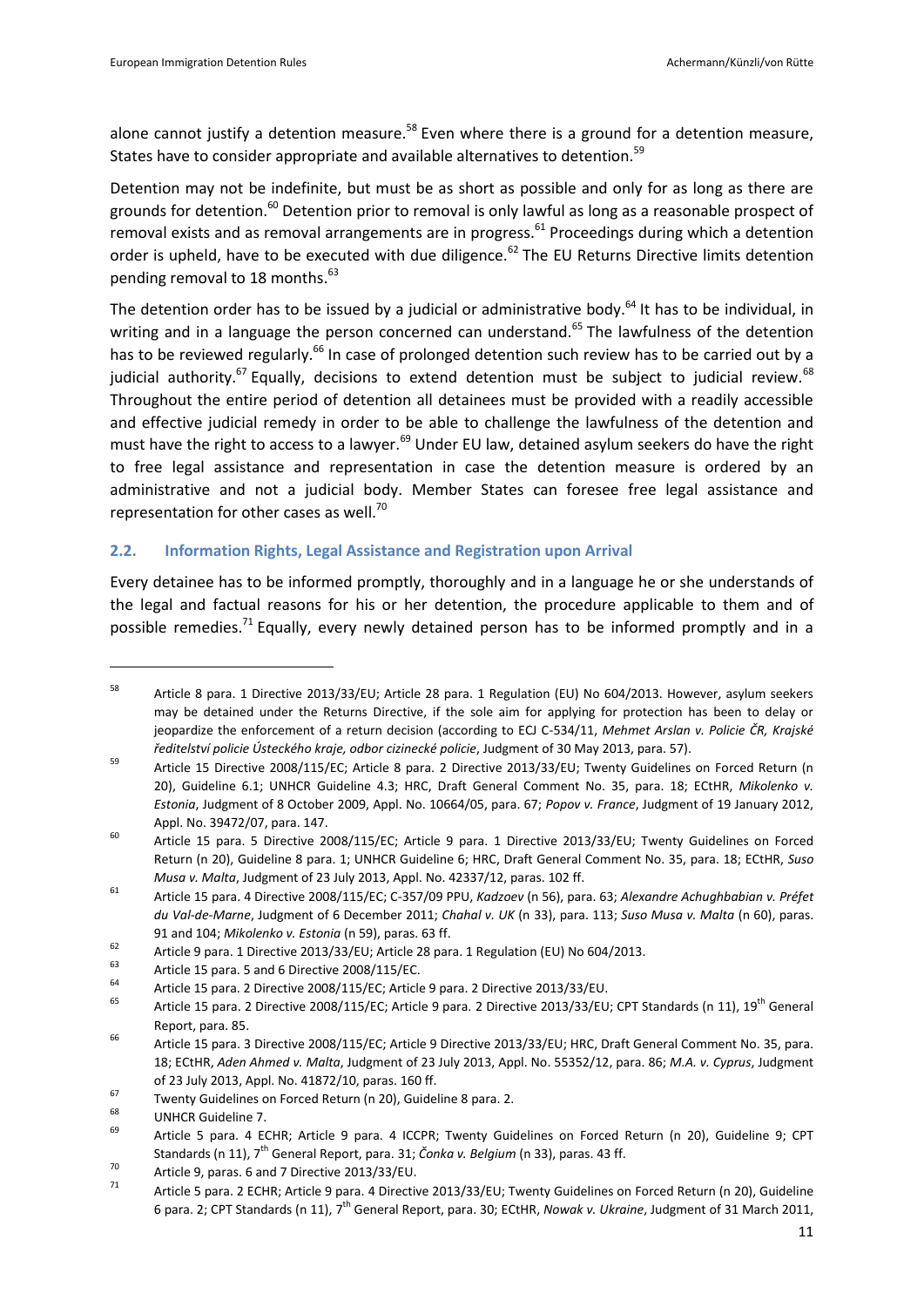alone cannot justify a detention measure.[58] Even where there is a ground for a detention measure, States have to consider appropriate and available alternatives to detention.[59]

Detention may not be indefinite, but must be as short as possible and only for as long as there are grounds for detention.[60] Detention prior to removal is only lawful as long as a reasonable prospect of removal exists and as removal arrangements are in progress.[61] Proceedings during which a detention order is upheld, have to be executed with due diligence.[62] The EU Returns Directive limits detention pending removal to 18 months.[63]

The detention order has to be issued by a judicial or administrative body.[64] It has to be individual, in writing and in a language the person concerned can understand.[65] The lawfulness of the detention has to be reviewed regularly.[66] In case of prolonged detention such review has to be carried out by a judicial authority.[67] Equally, decisions to extend detention must be subject to judicial review.[68] Throughout the entire period of detention all detainees must be provided with a readily accessible and effective judicial remedy in order to be able to challenge the lawfulness of the detention and must have the right to access to a lawyer.[69] Under EU law, detained asylum seekers do have the right to free legal assistance and representation in case the detention measure is ordered by an administrative and not a judicial body. Member States can foresee free legal assistance and representation for other cases as well.[70]

### 2.2. Information Rights, Legal Assistance and Registration upon Arrival

Every detainee has to be informed promptly, thoroughly and in a language he or she understands of the legal and factual reasons for his or her detention, the procedure applicable to them and of possible remedies.[71] Equally, every newly detained person has to be informed promptly and in a

---

[58] Article 8 para. 1 Directive 2013/33/EU; Article 28 para. 1 Regulation (EU) No 604/2013. However, asylum seekers may be detained under the Returns Directive, if the sole aim for applying for protection has been to delay or jeopardize the enforcement of a return decision (according to ECJ C-534/11, *Mehmet Arslan v. Policie ČR, Krajské ředitelství policie Ústeckého kraje, odbor cizinecké policie*, Judgment of 30 May 2013, para. 57).

[59] Article 15 Directive 2008/115/EC; Article 8 para. 2 Directive 2013/33/EU; Twenty Guidelines on Forced Return (n 20), Guideline 6.1; UNHCR Guideline 4.3; HRC, Draft General Comment No. 35, para. 18; ECtHR, *Mikolenko v. Estonia*, Judgment of 8 October 2009, Appl. No. 10664/05, para. 67; *Popov v. France*, Judgment of 19 January 2012, Appl. No. 39472/07, para. 147.

[60] Article 15 para. 5 Directive 2008/115/EC; Article 9 para. 1 Directive 2013/33/EU; Twenty Guidelines on Forced Return (n 20), Guideline 8 para. 1; UNHCR Guideline 6; HRC, Draft General Comment No. 35, para. 18; ECtHR, *Suso Musa v. Malta*, Judgment of 23 July 2013, Appl. No. 42337/12, paras. 102 ff.

[61] Article 15 para. 4 Directive 2008/115/EC; C-357/09 PPU, *Kadzoev* (n 56), para. 63; *Alexandre Achughbabian v. Préfet du Val-de-Marne*, Judgment of 6 December 2011; *Chahal v. UK* (n 33), para. 113; *Suso Musa v. Malta* (n 60), paras. 91 and 104; *Mikolenko v. Estonia* (n 59), paras. 63 ff.

[62] Article 9 para. 1 Directive 2013/33/EU; Article 28 para. 1 Regulation (EU) No 604/2013.

[63] Article 15 para. 5 and 6 Directive 2008/115/EC.

[64] Article 15 para. 2 Directive 2008/115/EC; Article 9 para. 2 Directive 2013/33/EU.

[65] Article 15 para. 2 Directive 2008/115/EC; Article 9 para. 2 Directive 2013/33/EU; CPT Standards (n 11), 19th General Report, para. 85.

[66] Article 15 para. 3 Directive 2008/115/EC; Article 9 Directive 2013/33/EU; HRC, Draft General Comment No. 35, para. 18; ECtHR, *Aden Ahmed v. Malta*, Judgment of 23 July 2013, Appl. No. 55352/12, para. 86; *M.A. v. Cyprus*, Judgment of 23 July 2013, Appl. No. 41872/10, paras. 160 ff.

[67] Twenty Guidelines on Forced Return (n 20), Guideline 8 para. 2.

[68] UNHCR Guideline 7.

[69] Article 5 para. 4 ECHR; Article 9 para. 4 ICCPR; Twenty Guidelines on Forced Return (n 20), Guideline 9; CPT Standards (n 11), 7th General Report, para. 31; *Čonka v. Belgium* (n 33), paras. 43 ff.

[70] Article 9, paras. 6 and 7 Directive 2013/33/EU.

[71] Article 5 para. 2 ECHR; Article 9 para. 4 Directive 2013/33/EU; Twenty Guidelines on Forced Return (n 20), Guideline 6 para. 2; CPT Standards (n 11), 7th General Report, para. 30; ECtHR, *Nowak v. Ukraine*, Judgment of 31 March 2011,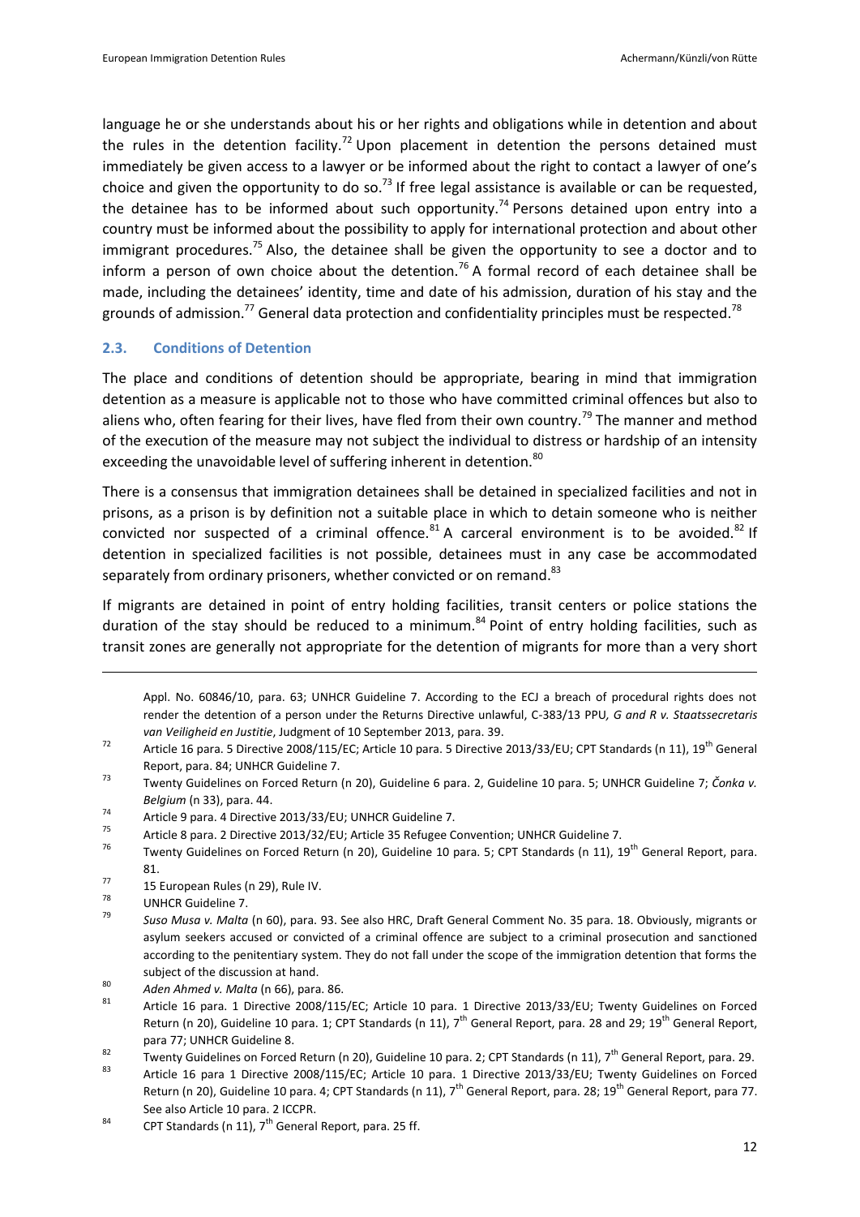language he or she understands about his or her rights and obligations while in detention and about the rules in the detention facility.[72] Upon placement in detention the persons detained must immediately be given access to a lawyer or be informed about the right to contact a lawyer of one's choice and given the opportunity to do so.[73] If free legal assistance is available or can be requested, the detainee has to be informed about such opportunity.[74] Persons detained upon entry into a country must be informed about the possibility to apply for international protection and about other immigrant procedures.[75] Also, the detainee shall be given the opportunity to see a doctor and to inform a person of own choice about the detention.[76] A formal record of each detainee shall be made, including the detainees' identity, time and date of his admission, duration of his stay and the grounds of admission.[77] General data protection and confidentiality principles must be respected.[78]

### 2.3. Conditions of Detention

The place and conditions of detention should be appropriate, bearing in mind that immigration detention as a measure is applicable not to those who have committed criminal offences but also to aliens who, often fearing for their lives, have fled from their own country.[79] The manner and method of the execution of the measure may not subject the individual to distress or hardship of an intensity exceeding the unavoidable level of suffering inherent in detention.[80]

There is a consensus that immigration detainees shall be detained in specialized facilities and not in prisons, as a prison is by definition not a suitable place in which to detain someone who is neither convicted nor suspected of a criminal offence.[81] A carceral environment is to be avoided.[82] If detention in specialized facilities is not possible, detainees must in any case be accommodated separately from ordinary prisoners, whether convicted or on remand.[83]

If migrants are detained in point of entry holding facilities, transit centers or police stations the duration of the stay should be reduced to a minimum.[84] Point of entry holding facilities, such as transit zones are generally not appropriate for the detention of migrants for more than a very short

---

Appl. No. 60846/10, para. 63; UNHCR Guideline 7. According to the ECJ a breach of procedural rights does not render the detention of a person under the Returns Directive unlawful, C-383/13 PPU, *G and R v. Staatssecretaris van Veiligheid en Justitie*, Judgment of 10 September 2013, para. 39.

[72] Article 16 para. 5 Directive 2008/115/EC; Article 10 para. 5 Directive 2013/33/EU; CPT Standards (n 11), 19th General Report, para. 84; UNHCR Guideline 7.

[73] Twenty Guidelines on Forced Return (n 20), Guideline 6 para. 2, Guideline 10 para. 5; UNHCR Guideline 7; *Čonka v. Belgium* (n 33), para. 44.

[74] Article 9 para. 4 Directive 2013/33/EU; UNHCR Guideline 7.

[75] Article 8 para. 2 Directive 2013/32/EU; Article 35 Refugee Convention; UNHCR Guideline 7.

[76] Twenty Guidelines on Forced Return (n 20), Guideline 10 para. 5; CPT Standards (n 11), 19th General Report, para. 81.

[77] 15 European Rules (n 29), Rule IV.

[78] UNHCR Guideline 7.

[79] *Suso Musa v. Malta* (n 60), para. 93. See also HRC, Draft General Comment No. 35 para. 18. Obviously, migrants or asylum seekers accused or convicted of a criminal offence are subject to a criminal prosecution and sanctioned according to the penitentiary system. They do not fall under the scope of the immigration detention that forms the subject of the discussion at hand.

[80] *Aden Ahmed v. Malta* (n 66), para. 86.

[81] Article 16 para. 1 Directive 2008/115/EC; Article 10 para. 1 Directive 2013/33/EU; Twenty Guidelines on Forced Return (n 20), Guideline 10 para. 1; CPT Standards (n 11), 7th General Report, para. 28 and 29; 19th General Report, para 77; UNHCR Guideline 8.

[82] Twenty Guidelines on Forced Return (n 20), Guideline 10 para. 2; CPT Standards (n 11), 7th General Report, para. 29.

[83] Article 16 para 1 Directive 2008/115/EC; Article 10 para. 1 Directive 2013/33/EU; Twenty Guidelines on Forced Return (n 20), Guideline 10 para. 4; CPT Standards (n 11), 7th General Report, para. 28; 19th General Report, para 77. See also Article 10 para. 2 ICCPR.

[84] CPT Standards (n 11), 7th General Report, para. 25 ff.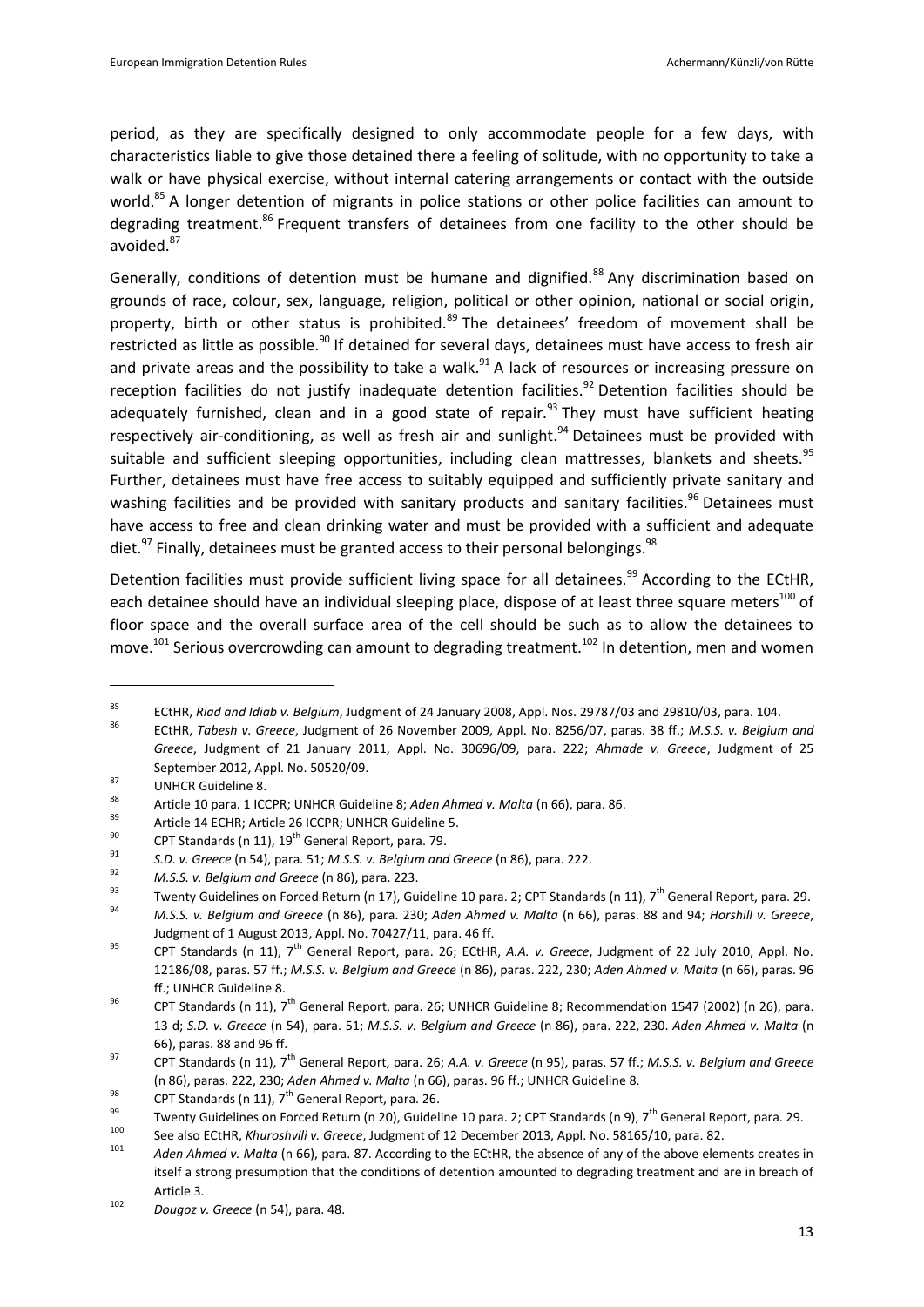period, as they are specifically designed to only accommodate people for a few days, with characteristics liable to give those detained there a feeling of solitude, with no opportunity to take a walk or have physical exercise, without internal catering arrangements or contact with the outside world.[85] A longer detention of migrants in police stations or other police facilities can amount to degrading treatment.[86] Frequent transfers of detainees from one facility to the other should be avoided.[87]

Generally, conditions of detention must be humane and dignified.[88] Any discrimination based on grounds of race, colour, sex, language, religion, political or other opinion, national or social origin, property, birth or other status is prohibited.[89] The detainees' freedom of movement shall be restricted as little as possible.[90] If detained for several days, detainees must have access to fresh air and private areas and the possibility to take a walk.[91] A lack of resources or increasing pressure on reception facilities do not justify inadequate detention facilities.[92] Detention facilities should be adequately furnished, clean and in a good state of repair.[93] They must have sufficient heating respectively air-conditioning, as well as fresh air and sunlight.[94] Detainees must be provided with suitable and sufficient sleeping opportunities, including clean mattresses, blankets and sheets.[95] Further, detainees must have free access to suitably equipped and sufficiently private sanitary and washing facilities and be provided with sanitary products and sanitary facilities.[96] Detainees must have access to free and clean drinking water and must be provided with a sufficient and adequate diet.[97] Finally, detainees must be granted access to their personal belongings.[98]

Detention facilities must provide sufficient living space for all detainees.[99] According to the ECtHR, each detainee should have an individual sleeping place, dispose of at least three square meters[100] of floor space and the overall surface area of the cell should be such as to allow the detainees to move.[101] Serious overcrowding can amount to degrading treatment.[102] In detention, men and women

---

[85] ECtHR, *Riad and Idiab v. Belgium*, Judgment of 24 January 2008, Appl. Nos. 29787/03 and 29810/03, para. 104.

[86] ECtHR, *Tabesh v. Greece*, Judgment of 26 November 2009, Appl. No. 8256/07, paras. 38 ff.; *M.S.S. v. Belgium and Greece*, Judgment of 21 January 2011, Appl. No. 30696/09, para. 222; *Ahmade v. Greece*, Judgment of 25 September 2012, Appl. No. 50520/09.

[87] UNHCR Guideline 8.

[88] Article 10 para. 1 ICCPR; UNHCR Guideline 8; *Aden Ahmed v. Malta* (n 66), para. 86.

[89] Article 14 ECHR; Article 26 ICCPR; UNHCR Guideline 5.

[90] CPT Standards (n 11), 19th General Report, para. 79.

[91] *S.D. v. Greece* (n 54), para. 51; *M.S.S. v. Belgium and Greece* (n 86), para. 222.

[92] *M.S.S. v. Belgium and Greece* (n 86), para. 223.

[93] Twenty Guidelines on Forced Return (n 17), Guideline 10 para. 2; CPT Standards (n 11), 7th General Report, para. 29.

[94] *M.S.S. v. Belgium and Greece* (n 86), para. 230; *Aden Ahmed v. Malta* (n 66), paras. 88 and 94; *Horshill v. Greece*, Judgment of 1 August 2013, Appl. No. 70427/11, para. 46 ff.

[95] CPT Standards (n 11), 7th General Report, para. 26; ECtHR, *A.A. v. Greece*, Judgment of 22 July 2010, Appl. No. 12186/08, paras. 57 ff.; *M.S.S. v. Belgium and Greece* (n 86), paras. 222, 230; *Aden Ahmed v. Malta* (n 66), paras. 96 ff.; UNHCR Guideline 8.

[96] CPT Standards (n 11), 7th General Report, para. 26; UNHCR Guideline 8; Recommendation 1547 (2002) (n 26), para. 13 d; *S.D. v. Greece* (n 54), para. 51; *M.S.S. v. Belgium and Greece* (n 86), para. 222, 230. *Aden Ahmed v. Malta* (n 66), paras. 88 and 96 ff.

[97] CPT Standards (n 11), 7th General Report, para. 26; *A.A. v. Greece* (n 95), paras. 57 ff.; *M.S.S. v. Belgium and Greece* (n 86), paras. 222, 230; *Aden Ahmed v. Malta* (n 66), paras. 96 ff.; UNHCR Guideline 8.

[98] CPT Standards (n 11), 7th General Report, para. 26.

[99] Twenty Guidelines on Forced Return (n 20), Guideline 10 para. 2; CPT Standards (n 9), 7th General Report, para. 29.

[100] See also ECtHR, *Khuroshvili v. Greece*, Judgment of 12 December 2013, Appl. No. 58165/10, para. 82.

[101] *Aden Ahmed v. Malta* (n 66), para. 87. According to the ECtHR, the absence of any of the above elements creates in itself a strong presumption that the conditions of detention amounted to degrading treatment and are in breach of Article 3.

[102] *Dougoz v. Greece* (n 54), para. 48.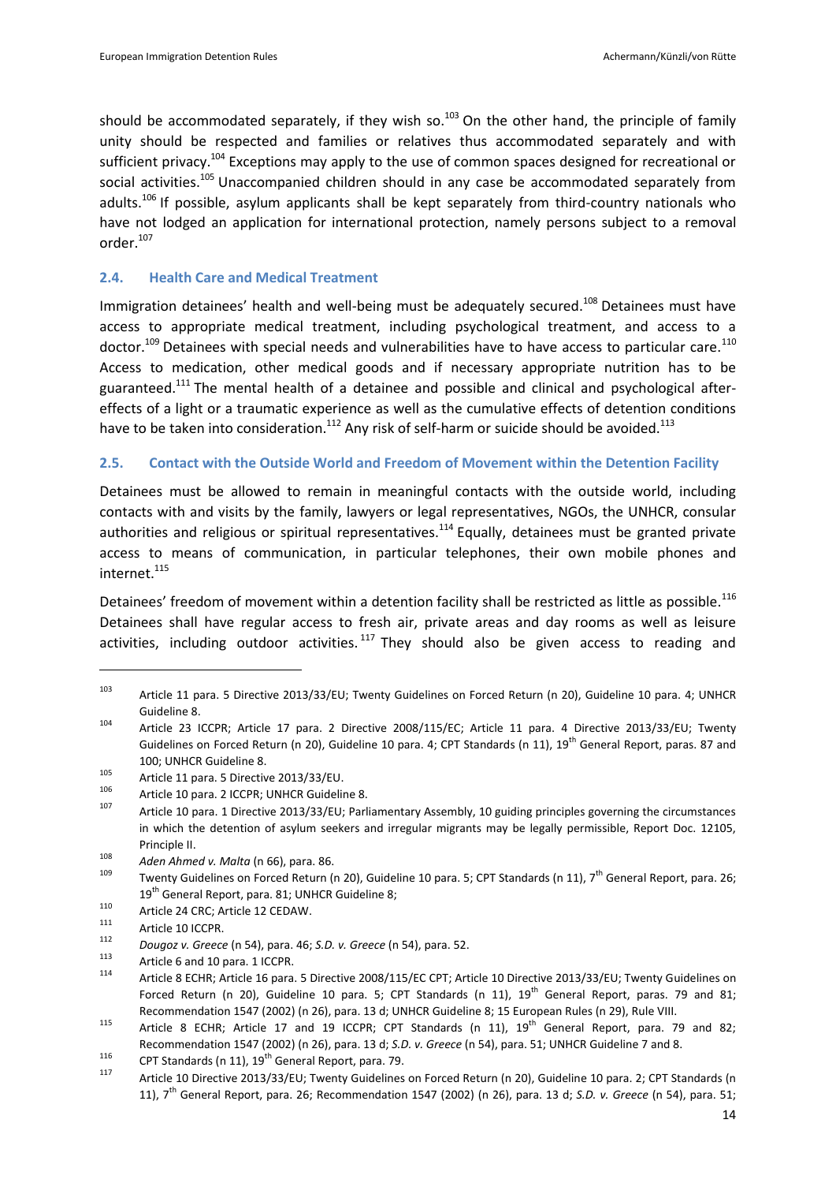should be accommodated separately, if they wish so.[103] On the other hand, the principle of family unity should be respected and families or relatives thus accommodated separately and with sufficient privacy.[104] Exceptions may apply to the use of common spaces designed for recreational or social activities.[105] Unaccompanied children should in any case be accommodated separately from adults.[106] If possible, asylum applicants shall be kept separately from third-country nationals who have not lodged an application for international protection, namely persons subject to a removal order.[107]

### 2.4. Health Care and Medical Treatment

Immigration detainees' health and well-being must be adequately secured.[108] Detainees must have access to appropriate medical treatment, including psychological treatment, and access to a doctor.[109] Detainees with special needs and vulnerabilities have to have access to particular care.[110] Access to medication, other medical goods and if necessary appropriate nutrition has to be guaranteed.[111] The mental health of a detainee and possible and clinical and psychological after-effects of a light or a traumatic experience as well as the cumulative effects of detention conditions have to be taken into consideration.[112] Any risk of self-harm or suicide should be avoided.[113]

### 2.5. Contact with the Outside World and Freedom of Movement within the Detention Facility

Detainees must be allowed to remain in meaningful contacts with the outside world, including contacts with and visits by the family, lawyers or legal representatives, NGOs, the UNHCR, consular authorities and religious or spiritual representatives.[114] Equally, detainees must be granted private access to means of communication, in particular telephones, their own mobile phones and internet.[115]

Detainees' freedom of movement within a detention facility shall be restricted as little as possible.[116] Detainees shall have regular access to fresh air, private areas and day rooms as well as leisure activities, including outdoor activities.[117] They should also be given access to reading and

---

[103] Article 11 para. 5 Directive 2013/33/EU; Twenty Guidelines on Forced Return (n 20), Guideline 10 para. 4; UNHCR Guideline 8.

[104] Article 23 ICCPR; Article 17 para. 2 Directive 2008/115/EC; Article 11 para. 4 Directive 2013/33/EU; Twenty Guidelines on Forced Return (n 20), Guideline 10 para. 4; CPT Standards (n 11), 19th General Report, paras. 87 and 100; UNHCR Guideline 8.

[105] Article 11 para. 5 Directive 2013/33/EU.

[106] Article 10 para. 2 ICCPR; UNHCR Guideline 8.

[107] Article 10 para. 1 Directive 2013/33/EU; Parliamentary Assembly, 10 guiding principles governing the circumstances in which the detention of asylum seekers and irregular migrants may be legally permissible, Report Doc. 12105, Principle II.

[108] *Aden Ahmed v. Malta* (n 66), para. 86.

[109] Twenty Guidelines on Forced Return (n 20), Guideline 10 para. 5; CPT Standards (n 11), 7th General Report, para. 26; 19th General Report, para. 81; UNHCR Guideline 8;

[110] Article 24 CRC; Article 12 CEDAW.

[111] Article 10 ICCPR.

[112] *Dougoz v. Greece* (n 54), para. 46; *S.D. v. Greece* (n 54), para. 52.

[113] Article 6 and 10 para. 1 ICCPR.

[114] Article 8 ECHR; Article 16 para. 5 Directive 2008/115/EC CPT; Article 10 Directive 2013/33/EU; Twenty Guidelines on Forced Return (n 20), Guideline 10 para. 5; CPT Standards (n 11), 19th General Report, paras. 79 and 81; Recommendation 1547 (2002) (n 26), para. 13 d; UNHCR Guideline 8; 15 European Rules (n 29), Rule VIII.

[115] Article 8 ECHR; Article 17 and 19 ICCPR; CPT Standards (n 11), 19th General Report, para. 79 and 82; Recommendation 1547 (2002) (n 26), para. 13 d; *S.D. v. Greece* (n 54), para. 51; UNHCR Guideline 7 and 8.

[116] CPT Standards (n 11), 19th General Report, para. 79.

[117] Article 10 Directive 2013/33/EU; Twenty Guidelines on Forced Return (n 20), Guideline 10 para. 2; CPT Standards (n 11), 7th General Report, para. 26; Recommendation 1547 (2002) (n 26), para. 13 d; *S.D. v. Greece* (n 54), para. 51;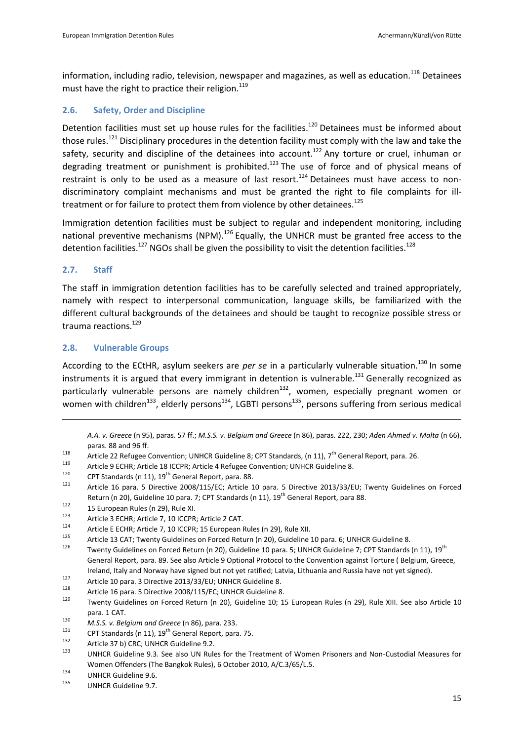information, including radio, television, newspaper and magazines, as well as education.[118] Detainees must have the right to practice their religion.[119]

### 2.6. Safety, Order and Discipline

Detention facilities must set up house rules for the facilities.[120] Detainees must be informed about those rules.[121] Disciplinary procedures in the detention facility must comply with the law and take the safety, security and discipline of the detainees into account.[122] Any torture or cruel, inhuman or degrading treatment or punishment is prohibited.[123] The use of force and of physical means of restraint is only to be used as a measure of last resort.[124] Detainees must have access to non-discriminatory complaint mechanisms and must be granted the right to file complaints for ill-treatment or for failure to protect them from violence by other detainees.[125]

Immigration detention facilities must be subject to regular and independent monitoring, including national preventive mechanisms (NPM).[126] Equally, the UNHCR must be granted free access to the detention facilities.[127] NGOs shall be given the possibility to visit the detention facilities.[128]

### 2.7. Staff

The staff in immigration detention facilities has to be carefully selected and trained appropriately, namely with respect to interpersonal communication, language skills, be familiarized with the different cultural backgrounds of the detainees and should be taught to recognize possible stress or trauma reactions.[129]

### 2.8. Vulnerable Groups

According to the ECtHR, asylum seekers are *per se* in a particularly vulnerable situation.[130] In some instruments it is argued that every immigrant in detention is vulnerable.[131] Generally recognized as particularly vulnerable persons are namely children[132], women, especially pregnant women or women with children[133], elderly persons[134], LGBTI persons[135], persons suffering from serious medical

---

*A.A. v. Greece* (n 95), paras. 57 ff.; *M.S.S. v. Belgium and Greece* (n 86), paras. 222, 230; *Aden Ahmed v. Malta* (n 66), paras. 88 and 96 ff.

[118] Article 22 Refugee Convention; UNHCR Guideline 8; CPT Standards, (n 11), 7th General Report, para. 26.

[119] Article 9 ECHR; Article 18 ICCPR; Article 4 Refugee Convention; UNHCR Guideline 8.

[120] CPT Standards (n 11), 19th General Report, para. 88.

[121] Article 16 para. 5 Directive 2008/115/EC; Article 10 para. 5 Directive 2013/33/EU; Twenty Guidelines on Forced Return (n 20), Guideline 10 para. 7; CPT Standards (n 11), 19th General Report, para 88.

[122] 15 European Rules (n 29), Rule XI.

[123] Article 3 ECHR; Article 7, 10 ICCPR; Article 2 CAT.

[124] Article E ECHR; Article 7, 10 ICCPR; 15 European Rules (n 29), Rule XII.

[125] Article 13 CAT; Twenty Guidelines on Forced Return (n 20), Guideline 10 para. 6; UNHCR Guideline 8.

[126] Twenty Guidelines on Forced Return (n 20), Guideline 10 para. 5; UNHCR Guideline 7; CPT Standards (n 11), 19th General Report, para. 89. See also Article 9 Optional Protocol to the Convention against Torture ( Belgium, Greece, Ireland, Italy and Norway have signed but not yet ratified; Latvia, Lithuania and Russia have not yet signed).

[127] Article 10 para. 3 Directive 2013/33/EU; UNHCR Guideline 8.

[128] Article 16 para. 5 Directive 2008/115/EC; UNHCR Guideline 8.

[129] Twenty Guidelines on Forced Return (n 20), Guideline 10; 15 European Rules (n 29), Rule XIII. See also Article 10 para. 1 CAT.

[130] *M.S.S. v. Belgium and Greece* (n 86), para. 233.

[131] CPT Standards (n 11), 19th General Report, para. 75.

[132] Article 37 b) CRC; UNHCR Guideline 9.2.

[133] UNHCR Guideline 9.3. See also UN Rules for the Treatment of Women Prisoners and Non-Custodial Measures for Women Offenders (The Bangkok Rules), 6 October 2010, A/C.3/65/L.5.

[134] UNHCR Guideline 9.6.

[135] UNHCR Guideline 9.7.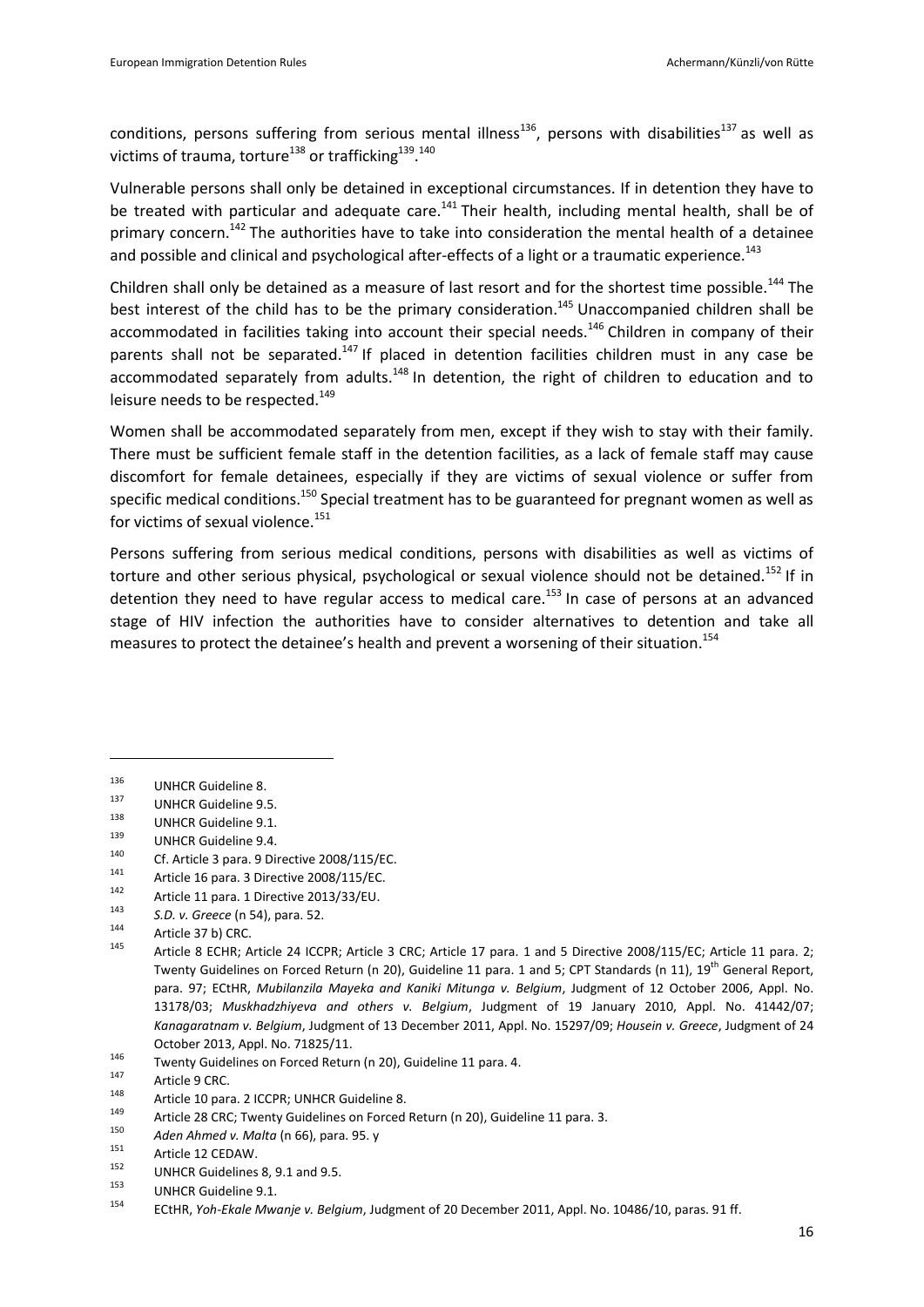conditions, persons suffering from serious mental illness[136], persons with disabilities[137] as well as victims of trauma, torture[138] or trafficking[139].[140]

Vulnerable persons shall only be detained in exceptional circumstances. If in detention they have to be treated with particular and adequate care.[141] Their health, including mental health, shall be of primary concern.[142] The authorities have to take into consideration the mental health of a detainee and possible and clinical and psychological after-effects of a light or a traumatic experience.[143]

Children shall only be detained as a measure of last resort and for the shortest time possible.[144] The best interest of the child has to be the primary consideration.[145] Unaccompanied children shall be accommodated in facilities taking into account their special needs.[146] Children in company of their parents shall not be separated.[147] If placed in detention facilities children must in any case be accommodated separately from adults.[148] In detention, the right of children to education and to leisure needs to be respected.[149]

Women shall be accommodated separately from men, except if they wish to stay with their family. There must be sufficient female staff in the detention facilities, as a lack of female staff may cause discomfort for female detainees, especially if they are victims of sexual violence or suffer from specific medical conditions.[150] Special treatment has to be guaranteed for pregnant women as well as for victims of sexual violence.[151]

Persons suffering from serious medical conditions, persons with disabilities as well as victims of torture and other serious physical, psychological or sexual violence should not be detained.[152] If in detention they need to have regular access to medical care.[153] In case of persons at an advanced stage of HIV infection the authorities have to consider alternatives to detention and take all measures to protect the detainee's health and prevent a worsening of their situation.[154]

---

[136] UNHCR Guideline 8.

[137] UNHCR Guideline 9.5.

[138] UNHCR Guideline 9.1.

[139] UNHCR Guideline 9.4.

[140] Cf. Article 3 para. 9 Directive 2008/115/EC.

[141] Article 16 para. 3 Directive 2008/115/EC.

[142] Article 11 para. 1 Directive 2013/33/EU.

[143] *S.D. v. Greece* (n 54), para. 52.

[144] Article 37 b) CRC.

[145] Article 8 ECHR; Article 24 ICCPR; Article 3 CRC; Article 17 para. 1 and 5 Directive 2008/115/EC; Article 11 para. 2; Twenty Guidelines on Forced Return (n 20), Guideline 11 para. 1 and 5; CPT Standards (n 11), 19th General Report, para. 97; ECtHR, *Mubilanzila Mayeka and Kaniki Mitunga v. Belgium*, Judgment of 12 October 2006, Appl. No. 13178/03; *Muskhadzhiyeva and others v. Belgium*, Judgment of 19 January 2010, Appl. No. 41442/07; *Kanagaratnam v. Belgium*, Judgment of 13 December 2011, Appl. No. 15297/09; *Housein v. Greece*, Judgment of 24 October 2013, Appl. No. 71825/11.

[146] Twenty Guidelines on Forced Return (n 20), Guideline 11 para. 4.

[147] Article 9 CRC.

[148] Article 10 para. 2 ICCPR; UNHCR Guideline 8.

[149] Article 28 CRC; Twenty Guidelines on Forced Return (n 20), Guideline 11 para. 3.

[150] *Aden Ahmed v. Malta* (n 66), para. 95. y

[151] Article 12 CEDAW.

[152] UNHCR Guidelines 8, 9.1 and 9.5.

[153] UNHCR Guideline 9.1.

[154] ECtHR, *Yoh-Ekale Mwanje v. Belgium*, Judgment of 20 December 2011, Appl. No. 10486/10, paras. 91 ff.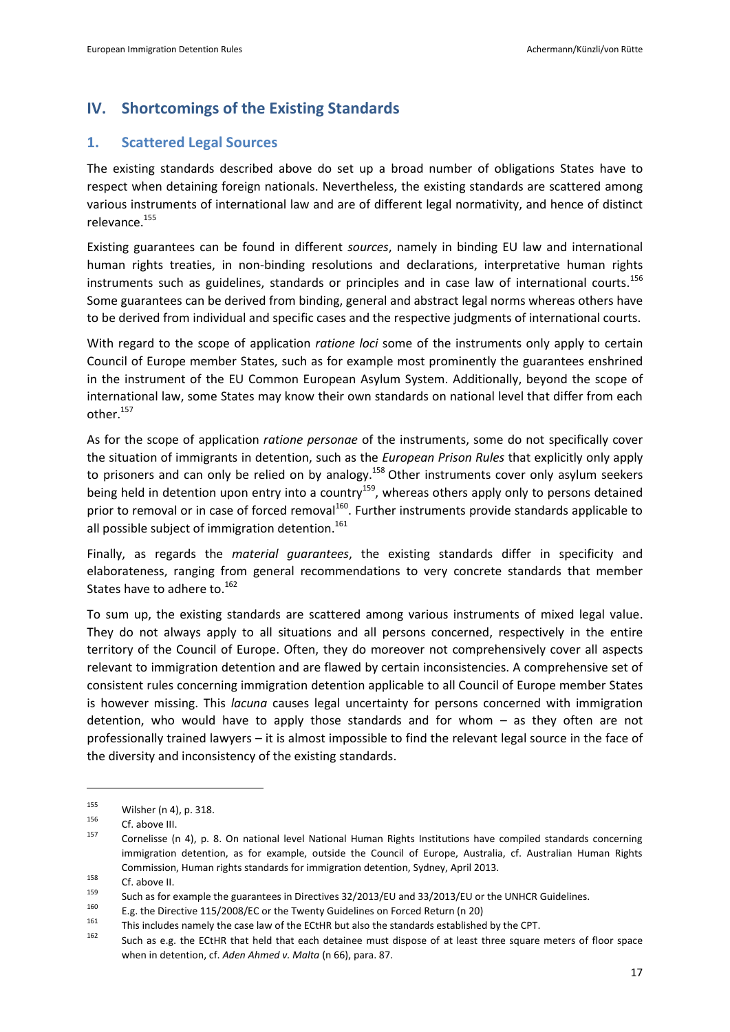## IV. Shortcomings of the Existing Standards

### 1. Scattered Legal Sources

The existing standards described above do set up a broad number of obligations States have to respect when detaining foreign nationals. Nevertheless, the existing standards are scattered among various instruments of international law and are of different legal normativity, and hence of distinct relevance.[155]

Existing guarantees can be found in different *sources*, namely in binding EU law and international human rights treaties, in non-binding resolutions and declarations, interpretative human rights instruments such as guidelines, standards or principles and in case law of international courts.[156] Some guarantees can be derived from binding, general and abstract legal norms whereas others have to be derived from individual and specific cases and the respective judgments of international courts.

With regard to the scope of application *ratione loci* some of the instruments only apply to certain Council of Europe member States, such as for example most prominently the guarantees enshrined in the instrument of the EU Common European Asylum System. Additionally, beyond the scope of international law, some States may know their own standards on national level that differ from each other.[157]

As for the scope of application *ratione personae* of the instruments, some do not specifically cover the situation of immigrants in detention, such as the *European Prison Rules* that explicitly only apply to prisoners and can only be relied on by analogy.[158] Other instruments cover only asylum seekers being held in detention upon entry into a country[159], whereas others apply only to persons detained prior to removal or in case of forced removal[160]. Further instruments provide standards applicable to all possible subject of immigration detention.[161]

Finally, as regards the *material guarantees*, the existing standards differ in specificity and elaborateness, ranging from general recommendations to very concrete standards that member States have to adhere to.[162]

To sum up, the existing standards are scattered among various instruments of mixed legal value. They do not always apply to all situations and all persons concerned, respectively in the entire territory of the Council of Europe. Often, they do moreover not comprehensively cover all aspects relevant to immigration detention and are flawed by certain inconsistencies. A comprehensive set of consistent rules concerning immigration detention applicable to all Council of Europe member States is however missing. This *lacuna* causes legal uncertainty for persons concerned with immigration detention, who would have to apply those standards and for whom – as they often are not professionally trained lawyers – it is almost impossible to find the relevant legal source in the face of the diversity and inconsistency of the existing standards.

---

[155] Wilsher (n 4), p. 318.

[156] Cf. above III.

[157] Cornelisse (n 4), p. 8. On national level National Human Rights Institutions have compiled standards concerning immigration detention, as for example, outside the Council of Europe, Australia, cf. Australian Human Rights Commission, Human rights standards for immigration detention, Sydney, April 2013.

[158] Cf. above II.

[159] Such as for example the guarantees in Directives 32/2013/EU and 33/2013/EU or the UNHCR Guidelines.

[160] E.g. the Directive 115/2008/EC or the Twenty Guidelines on Forced Return (n 20)

[161] This includes namely the case law of the ECtHR but also the standards established by the CPT.

[162] Such as e.g. the ECtHR that held that each detainee must dispose of at least three square meters of floor space when in detention, cf. *Aden Ahmed v. Malta* (n 66), para. 87.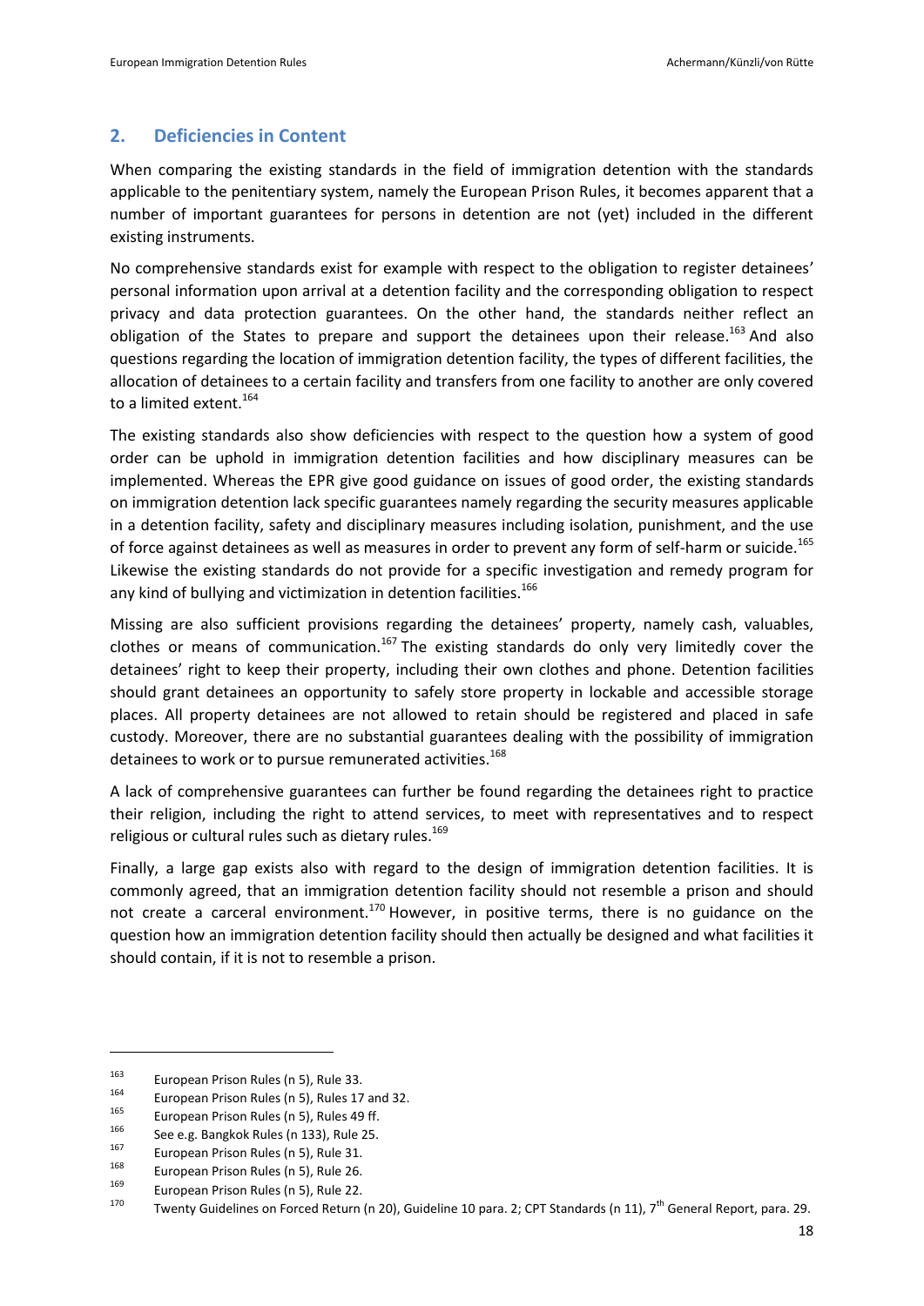## 2. Deficiencies in Content

When comparing the existing standards in the field of immigration detention with the standards applicable to the penitentiary system, namely the European Prison Rules, it becomes apparent that a number of important guarantees for persons in detention are not (yet) included in the different existing instruments.

No comprehensive standards exist for example with respect to the obligation to register detainees' personal information upon arrival at a detention facility and the corresponding obligation to respect privacy and data protection guarantees. On the other hand, the standards neither reflect an obligation of the States to prepare and support the detainees upon their release.[163] And also questions regarding the location of immigration detention facility, the types of different facilities, the allocation of detainees to a certain facility and transfers from one facility to another are only covered to a limited extent.[164]

The existing standards also show deficiencies with respect to the question how a system of good order can be uphold in immigration detention facilities and how disciplinary measures can be implemented. Whereas the EPR give good guidance on issues of good order, the existing standards on immigration detention lack specific guarantees namely regarding the security measures applicable in a detention facility, safety and disciplinary measures including isolation, punishment, and the use of force against detainees as well as measures in order to prevent any form of self-harm or suicide.[165] Likewise the existing standards do not provide for a specific investigation and remedy program for any kind of bullying and victimization in detention facilities.[166]

Missing are also sufficient provisions regarding the detainees' property, namely cash, valuables, clothes or means of communication.[167] The existing standards do only very limitedly cover the detainees' right to keep their property, including their own clothes and phone. Detention facilities should grant detainees an opportunity to safely store property in lockable and accessible storage places. All property detainees are not allowed to retain should be registered and placed in safe custody. Moreover, there are no substantial guarantees dealing with the possibility of immigration detainees to work or to pursue remunerated activities.[168]

A lack of comprehensive guarantees can further be found regarding the detainees right to practice their religion, including the right to attend services, to meet with representatives and to respect religious or cultural rules such as dietary rules.[169]

Finally, a large gap exists also with regard to the design of immigration detention facilities. It is commonly agreed, that an immigration detention facility should not resemble a prison and should not create a carceral environment.[170] However, in positive terms, there is no guidance on the question how an immigration detention facility should then actually be designed and what facilities it should contain, if it is not to resemble a prison.

---

[163] European Prison Rules (n 5), Rule 33.

[164] European Prison Rules (n 5), Rules 17 and 32.

[165] European Prison Rules (n 5), Rules 49 ff.

[166] See e.g. Bangkok Rules (n 133), Rule 25.

[167] European Prison Rules (n 5), Rule 31.

[168] European Prison Rules (n 5), Rule 26.

[169] European Prison Rules (n 5), Rule 22.

[170] Twenty Guidelines on Forced Return (n 20), Guideline 10 para. 2; CPT Standards (n 11), 7th General Report, para. 29.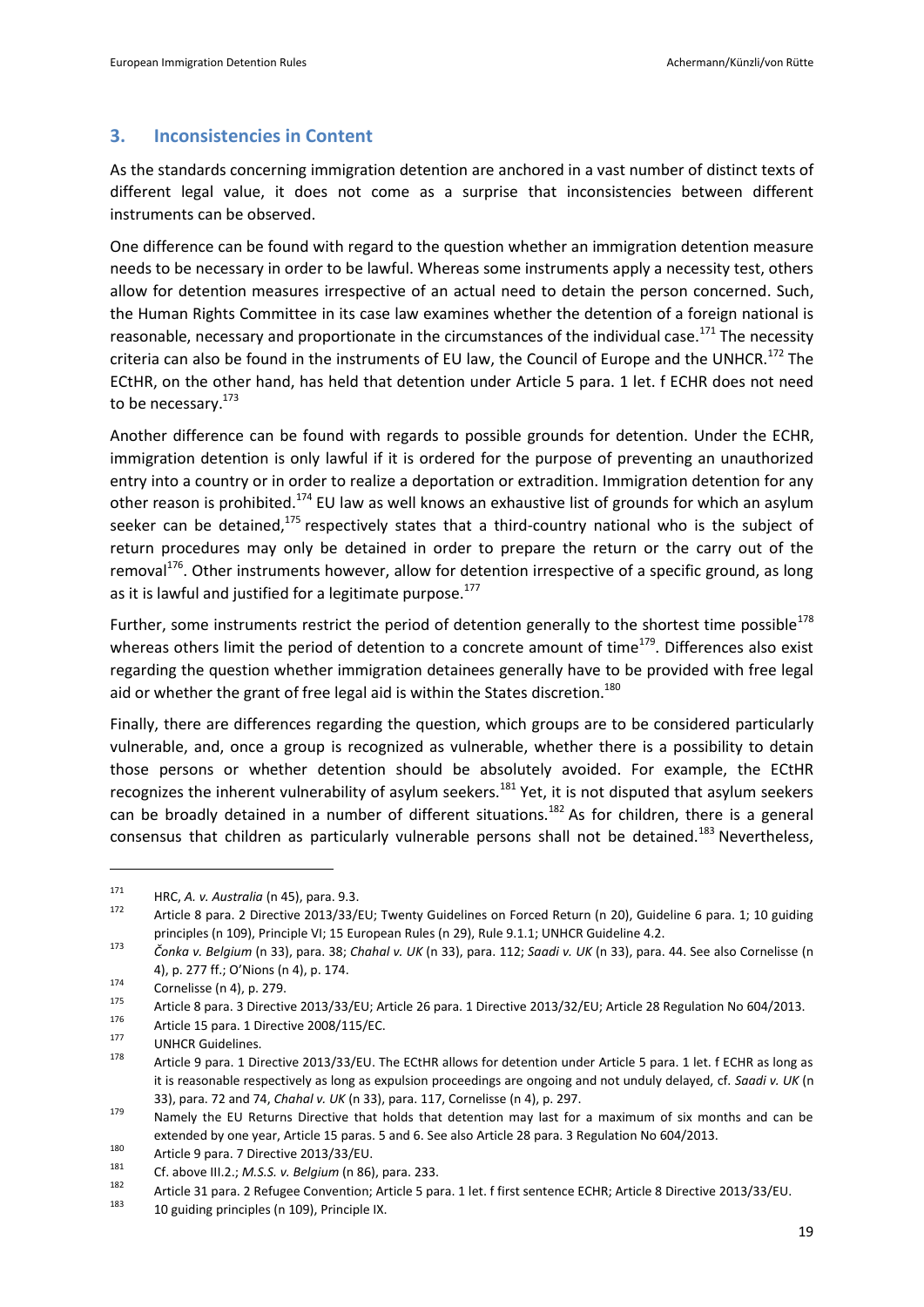## 3. Inconsistencies in Content

As the standards concerning immigration detention are anchored in a vast number of distinct texts of different legal value, it does not come as a surprise that inconsistencies between different instruments can be observed.

One difference can be found with regard to the question whether an immigration detention measure needs to be necessary in order to be lawful. Whereas some instruments apply a necessity test, others allow for detention measures irrespective of an actual need to detain the person concerned. Such, the Human Rights Committee in its case law examines whether the detention of a foreign national is reasonable, necessary and proportionate in the circumstances of the individual case.[171] The necessity criteria can also be found in the instruments of EU law, the Council of Europe and the UNHCR.[172] The ECtHR, on the other hand, has held that detention under Article 5 para. 1 let. f ECHR does not need to be necessary.[173]

Another difference can be found with regards to possible grounds for detention. Under the ECHR, immigration detention is only lawful if it is ordered for the purpose of preventing an unauthorized entry into a country or in order to realize a deportation or extradition. Immigration detention for any other reason is prohibited.[174] EU law as well knows an exhaustive list of grounds for which an asylum seeker can be detained,[175] respectively states that a third-country national who is the subject of return procedures may only be detained in order to prepare the return or the carry out of the removal[176]. Other instruments however, allow for detention irrespective of a specific ground, as long as it is lawful and justified for a legitimate purpose.[177]

Further, some instruments restrict the period of detention generally to the shortest time possible[178] whereas others limit the period of detention to a concrete amount of time[179]. Differences also exist regarding the question whether immigration detainees generally have to be provided with free legal aid or whether the grant of free legal aid is within the States discretion.[180]

Finally, there are differences regarding the question, which groups are to be considered particularly vulnerable, and, once a group is recognized as vulnerable, whether there is a possibility to detain those persons or whether detention should be absolutely avoided. For example, the ECtHR recognizes the inherent vulnerability of asylum seekers.[181] Yet, it is not disputed that asylum seekers can be broadly detained in a number of different situations.[182] As for children, there is a general consensus that children as particularly vulnerable persons shall not be detained.[183] Nevertheless,

---

[171] HRC, *A. v. Australia* (n 45), para. 9.3.

[172] Article 8 para. 2 Directive 2013/33/EU; Twenty Guidelines on Forced Return (n 20), Guideline 6 para. 1; 10 guiding principles (n 109), Principle VI; 15 European Rules (n 29), Rule 9.1.1; UNHCR Guideline 4.2.

[173] *Čonka v. Belgium* (n 33), para. 38; *Chahal v. UK* (n 33), para. 112; *Saadi v. UK* (n 33), para. 44. See also Cornelisse (n 4), p. 277 ff.; O'Nions (n 4), p. 174.

[174] Cornelisse (n 4), p. 279.

[175] Article 8 para. 3 Directive 2013/33/EU; Article 26 para. 1 Directive 2013/32/EU; Article 28 Regulation No 604/2013.

[176] Article 15 para. 1 Directive 2008/115/EC.

[177] UNHCR Guidelines.

[178] Article 9 para. 1 Directive 2013/33/EU. The ECtHR allows for detention under Article 5 para. 1 let. f ECHR as long as it is reasonable respectively as long as expulsion proceedings are ongoing and not unduly delayed, cf. *Saadi v. UK* (n 33), para. 72 and 74, *Chahal v. UK* (n 33), para. 117, Cornelisse (n 4), p. 297.

[179] Namely the EU Returns Directive that holds that detention may last for a maximum of six months and can be extended by one year, Article 15 paras. 5 and 6. See also Article 28 para. 3 Regulation No 604/2013.

[180] Article 9 para. 7 Directive 2013/33/EU.

[181] Cf. above III.2.; *M.S.S. v. Belgium* (n 86), para. 233.

[182] Article 31 para. 2 Refugee Convention; Article 5 para. 1 let. f first sentence ECHR; Article 8 Directive 2013/33/EU.

[183] 10 guiding principles (n 109), Principle IX.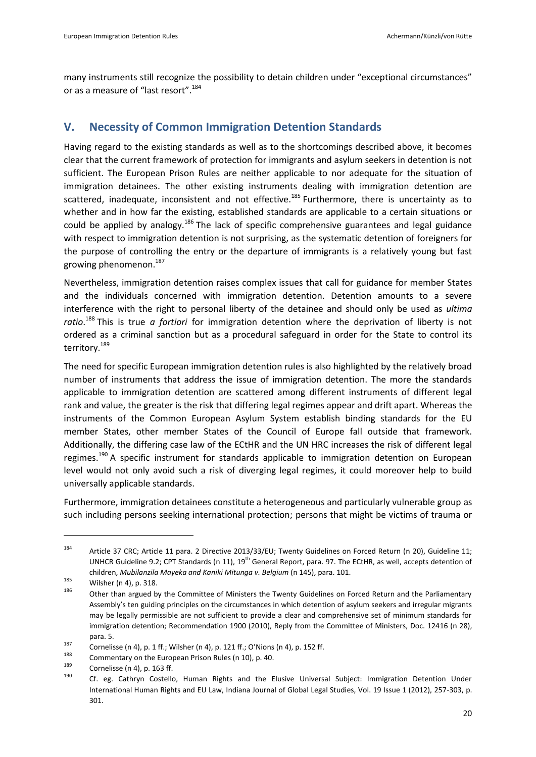many instruments still recognize the possibility to detain children under "exceptional circumstances" or as a measure of "last resort".[184]

## V. Necessity of Common Immigration Detention Standards

Having regard to the existing standards as well as to the shortcomings described above, it becomes clear that the current framework of protection for immigrants and asylum seekers in detention is not sufficient. The European Prison Rules are neither applicable to nor adequate for the situation of immigration detainees. The other existing instruments dealing with immigration detention are scattered, inadequate, inconsistent and not effective.[185] Furthermore, there is uncertainty as to whether and in how far the existing, established standards are applicable to a certain situations or could be applied by analogy.[186] The lack of specific comprehensive guarantees and legal guidance with respect to immigration detention is not surprising, as the systematic detention of foreigners for the purpose of controlling the entry or the departure of immigrants is a relatively young but fast growing phenomenon.[187]

Nevertheless, immigration detention raises complex issues that call for guidance for member States and the individuals concerned with immigration detention. Detention amounts to a severe interference with the right to personal liberty of the detainee and should only be used as *ultima ratio*.[188] This is true *a fortiori* for immigration detention where the deprivation of liberty is not ordered as a criminal sanction but as a procedural safeguard in order for the State to control its territory.[189]

The need for specific European immigration detention rules is also highlighted by the relatively broad number of instruments that address the issue of immigration detention. The more the standards applicable to immigration detention are scattered among different instruments of different legal rank and value, the greater is the risk that differing legal regimes appear and drift apart. Whereas the instruments of the Common European Asylum System establish binding standards for the EU member States, other member States of the Council of Europe fall outside that framework. Additionally, the differing case law of the ECtHR and the UN HRC increases the risk of different legal regimes.[190] A specific instrument for standards applicable to immigration detention on European level would not only avoid such a risk of diverging legal regimes, it could moreover help to build universally applicable standards.

Furthermore, immigration detainees constitute a heterogeneous and particularly vulnerable group as such including persons seeking international protection; persons that might be victims of trauma or

---

[184] Article 37 CRC; Article 11 para. 2 Directive 2013/33/EU; Twenty Guidelines on Forced Return (n 20), Guideline 11; UNHCR Guideline 9.2; CPT Standards (n 11), 19th General Report, para. 97. The ECtHR, as well, accepts detention of children, *Mubilanzila Mayeka and Kaniki Mitunga v. Belgium* (n 145), para. 101.

[185] Wilsher (n 4), p. 318.

[186] Other than argued by the Committee of Ministers the Twenty Guidelines on Forced Return and the Parliamentary Assembly's ten guiding principles on the circumstances in which detention of asylum seekers and irregular migrants may be legally permissible are not sufficient to provide a clear and comprehensive set of minimum standards for immigration detention; Recommendation 1900 (2010), Reply from the Committee of Ministers, Doc. 12416 (n 28), para. 5.

[187] Cornelisse (n 4), p. 1 ff.; Wilsher (n 4), p. 121 ff.; O'Nions (n 4), p. 152 ff.

[188] Commentary on the European Prison Rules (n 10), p. 40.

[189] Cornelisse (n 4), p. 163 ff.

[190] Cf. eg. Cathryn Costello, Human Rights and the Elusive Universal Subject: Immigration Detention Under International Human Rights and EU Law, Indiana Journal of Global Legal Studies, Vol. 19 Issue 1 (2012), 257-303, p. 301.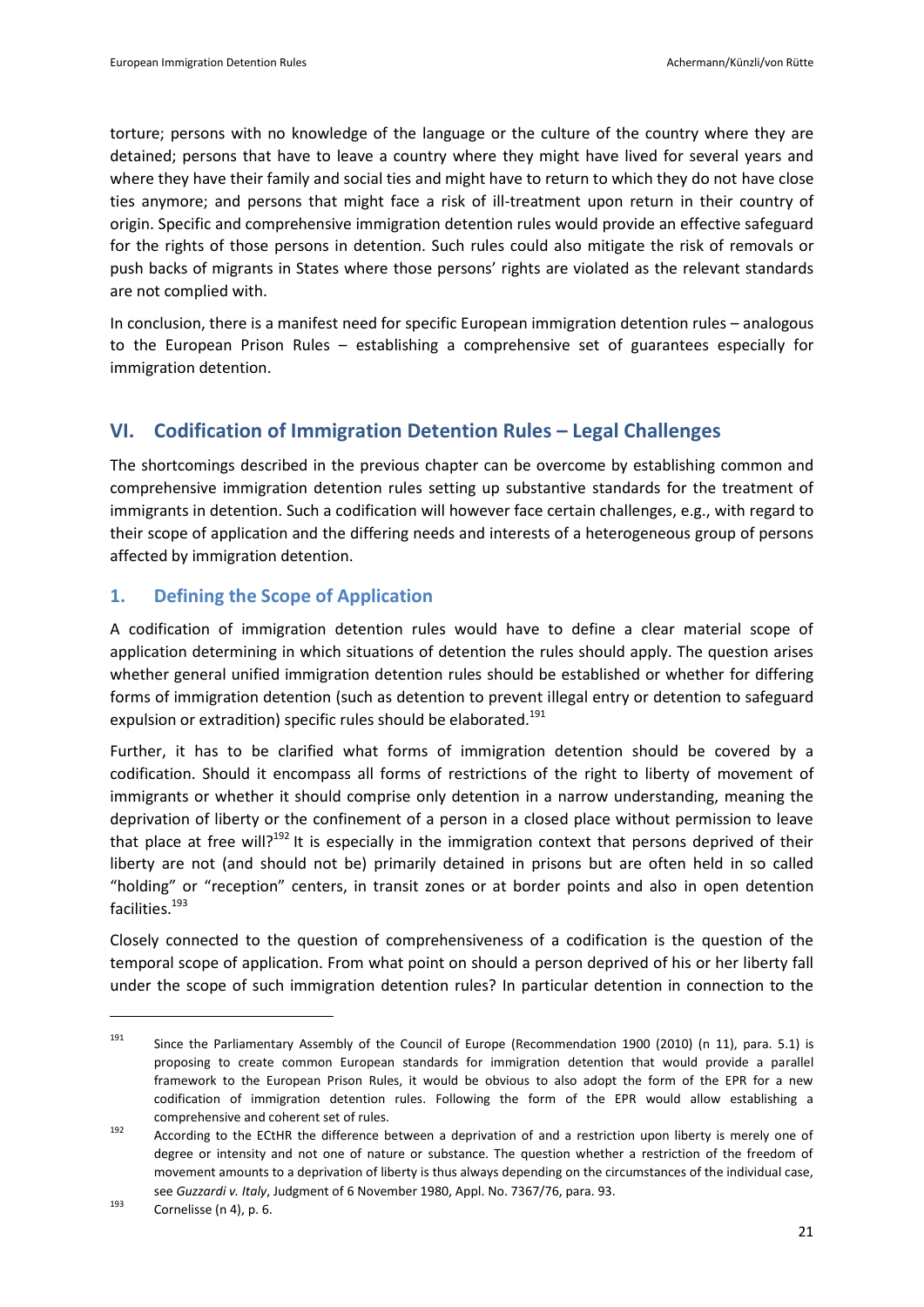torture; persons with no knowledge of the language or the culture of the country where they are detained; persons that have to leave a country where they might have lived for several years and where they have their family and social ties and might have to return to which they do not have close ties anymore; and persons that might face a risk of ill-treatment upon return in their country of origin. Specific and comprehensive immigration detention rules would provide an effective safeguard for the rights of those persons in detention. Such rules could also mitigate the risk of removals or push backs of migrants in States where those persons' rights are violated as the relevant standards are not complied with.

In conclusion, there is a manifest need for specific European immigration detention rules – analogous to the European Prison Rules – establishing a comprehensive set of guarantees especially for immigration detention.

## VI. Codification of Immigration Detention Rules – Legal Challenges

The shortcomings described in the previous chapter can be overcome by establishing common and comprehensive immigration detention rules setting up substantive standards for the treatment of immigrants in detention. Such a codification will however face certain challenges, e.g., with regard to their scope of application and the differing needs and interests of a heterogeneous group of persons affected by immigration detention.

### 1. Defining the Scope of Application

A codification of immigration detention rules would have to define a clear material scope of application determining in which situations of detention the rules should apply. The question arises whether general unified immigration detention rules should be established or whether for differing forms of immigration detention (such as detention to prevent illegal entry or detention to safeguard expulsion or extradition) specific rules should be elaborated.[191]

Further, it has to be clarified what forms of immigration detention should be covered by a codification. Should it encompass all forms of restrictions of the right to liberty of movement of immigrants or whether it should comprise only detention in a narrow understanding, meaning the deprivation of liberty or the confinement of a person in a closed place without permission to leave that place at free will?[192] It is especially in the immigration context that persons deprived of their liberty are not (and should not be) primarily detained in prisons but are often held in so called "holding" or "reception" centers, in transit zones or at border points and also in open detention facilities.[193]

Closely connected to the question of comprehensiveness of a codification is the question of the temporal scope of application. From what point on should a person deprived of his or her liberty fall under the scope of such immigration detention rules? In particular detention in connection to the

---

[191] Since the Parliamentary Assembly of the Council of Europe (Recommendation 1900 (2010) (n 11), para. 5.1) is proposing to create common European standards for immigration detention that would provide a parallel framework to the European Prison Rules, it would be obvious to also adopt the form of the EPR for a new codification of immigration detention rules. Following the form of the EPR would allow establishing a comprehensive and coherent set of rules.

[192] According to the ECtHR the difference between a deprivation of and a restriction upon liberty is merely one of degree or intensity and not one of nature or substance. The question whether a restriction of the freedom of movement amounts to a deprivation of liberty is thus always depending on the circumstances of the individual case, see *Guzzardi v. Italy*, Judgment of 6 November 1980, Appl. No. 7367/76, para. 93.

[193] Cornelisse (n 4), p. 6.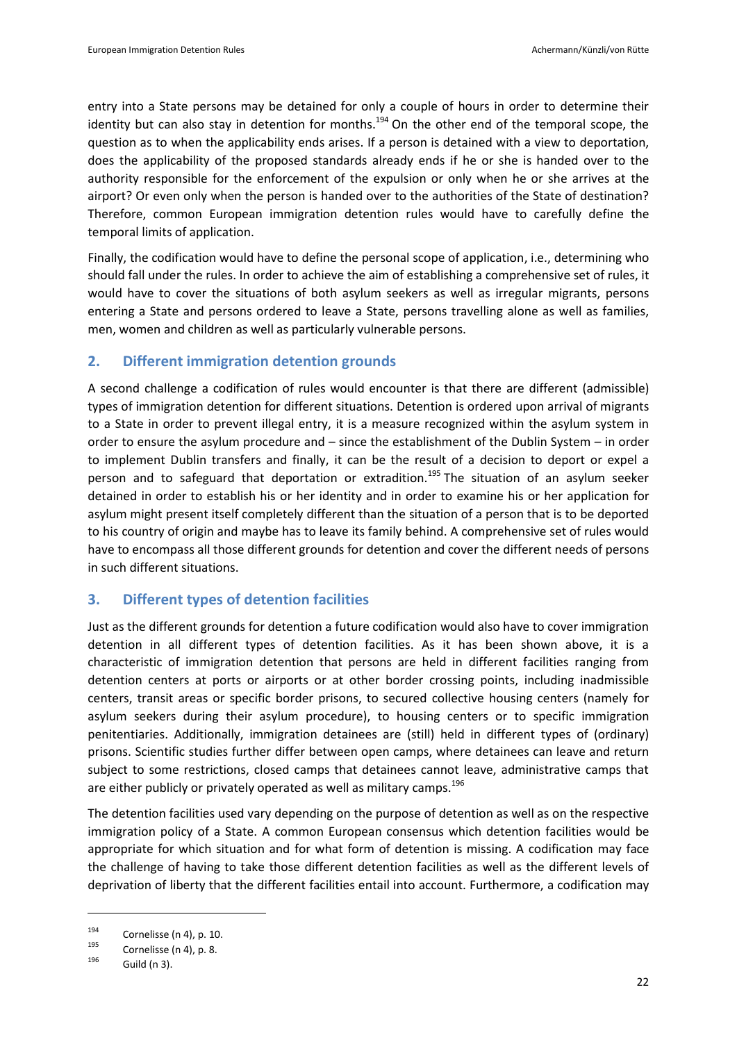entry into a State persons may be detained for only a couple of hours in order to determine their identity but can also stay in detention for months.[194] On the other end of the temporal scope, the question as to when the applicability ends arises. If a person is detained with a view to deportation, does the applicability of the proposed standards already ends if he or she is handed over to the authority responsible for the enforcement of the expulsion or only when he or she arrives at the airport? Or even only when the person is handed over to the authorities of the State of destination? Therefore, common European immigration detention rules would have to carefully define the temporal limits of application.

Finally, the codification would have to define the personal scope of application, i.e., determining who should fall under the rules. In order to achieve the aim of establishing a comprehensive set of rules, it would have to cover the situations of both asylum seekers as well as irregular migrants, persons entering a State and persons ordered to leave a State, persons travelling alone as well as families, men, women and children as well as particularly vulnerable persons.

## 2. Different immigration detention grounds

A second challenge a codification of rules would encounter is that there are different (admissible) types of immigration detention for different situations. Detention is ordered upon arrival of migrants to a State in order to prevent illegal entry, it is a measure recognized within the asylum system in order to ensure the asylum procedure and – since the establishment of the Dublin System – in order to implement Dublin transfers and finally, it can be the result of a decision to deport or expel a person and to safeguard that deportation or extradition.[195] The situation of an asylum seeker detained in order to establish his or her identity and in order to examine his or her application for asylum might present itself completely different than the situation of a person that is to be deported to his country of origin and maybe has to leave its family behind. A comprehensive set of rules would have to encompass all those different grounds for detention and cover the different needs of persons in such different situations.

## 3. Different types of detention facilities

Just as the different grounds for detention a future codification would also have to cover immigration detention in all different types of detention facilities. As it has been shown above, it is a characteristic of immigration detention that persons are held in different facilities ranging from detention centers at ports or airports or at other border crossing points, including inadmissible centers, transit areas or specific border prisons, to secured collective housing centers (namely for asylum seekers during their asylum procedure), to housing centers or to specific immigration penitentiaries. Additionally, immigration detainees are (still) held in different types of (ordinary) prisons. Scientific studies further differ between open camps, where detainees can leave and return subject to some restrictions, closed camps that detainees cannot leave, administrative camps that are either publicly or privately operated as well as military camps.[196]

The detention facilities used vary depending on the purpose of detention as well as on the respective immigration policy of a State. A common European consensus which detention facilities would be appropriate for which situation and for what form of detention is missing. A codification may face the challenge of having to take those different detention facilities as well as the different levels of deprivation of liberty that the different facilities entail into account. Furthermore, a codification may

---

[194] Cornelisse (n 4), p. 10.

[195] Cornelisse (n 4), p. 8.

[196] Guild (n 3).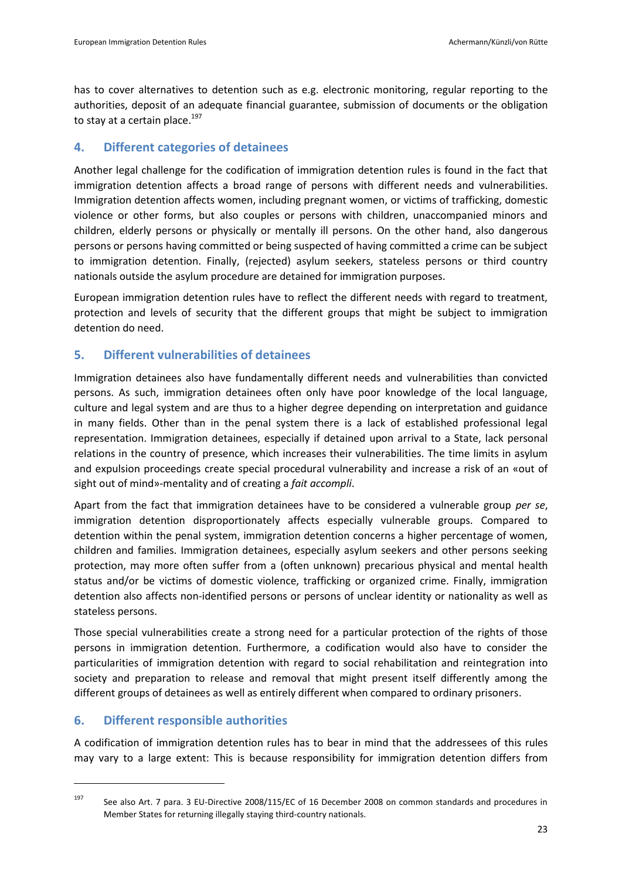has to cover alternatives to detention such as e.g. electronic monitoring, regular reporting to the authorities, deposit of an adequate financial guarantee, submission of documents or the obligation to stay at a certain place.[197]

## 4. Different categories of detainees

Another legal challenge for the codification of immigration detention rules is found in the fact that immigration detention affects a broad range of persons with different needs and vulnerabilities. Immigration detention affects women, including pregnant women, or victims of trafficking, domestic violence or other forms, but also couples or persons with children, unaccompanied minors and children, elderly persons or physically or mentally ill persons. On the other hand, also dangerous persons or persons having committed or being suspected of having committed a crime can be subject to immigration detention. Finally, (rejected) asylum seekers, stateless persons or third country nationals outside the asylum procedure are detained for immigration purposes.

European immigration detention rules have to reflect the different needs with regard to treatment, protection and levels of security that the different groups that might be subject to immigration detention do need.

## 5. Different vulnerabilities of detainees

Immigration detainees also have fundamentally different needs and vulnerabilities than convicted persons. As such, immigration detainees often only have poor knowledge of the local language, culture and legal system and are thus to a higher degree depending on interpretation and guidance in many fields. Other than in the penal system there is a lack of established professional legal representation. Immigration detainees, especially if detained upon arrival to a State, lack personal relations in the country of presence, which increases their vulnerabilities. The time limits in asylum and expulsion proceedings create special procedural vulnerability and increase a risk of an «out of sight out of mind»-mentality and of creating a *fait accompli*.

Apart from the fact that immigration detainees have to be considered a vulnerable group *per se*, immigration detention disproportionately affects especially vulnerable groups. Compared to detention within the penal system, immigration detention concerns a higher percentage of women, children and families. Immigration detainees, especially asylum seekers and other persons seeking protection, may more often suffer from a (often unknown) precarious physical and mental health status and/or be victims of domestic violence, trafficking or organized crime. Finally, immigration detention also affects non-identified persons or persons of unclear identity or nationality as well as stateless persons.

Those special vulnerabilities create a strong need for a particular protection of the rights of those persons in immigration detention. Furthermore, a codification would also have to consider the particularities of immigration detention with regard to social rehabilitation and reintegration into society and preparation to release and removal that might present itself differently among the different groups of detainees as well as entirely different when compared to ordinary prisoners.

## 6. Different responsible authorities

A codification of immigration detention rules has to bear in mind that the addressees of this rules may vary to a large extent: This is because responsibility for immigration detention differs from

---

[197] See also Art. 7 para. 3 EU-Directive 2008/115/EC of 16 December 2008 on common standards and procedures in Member States for returning illegally staying third-country nationals.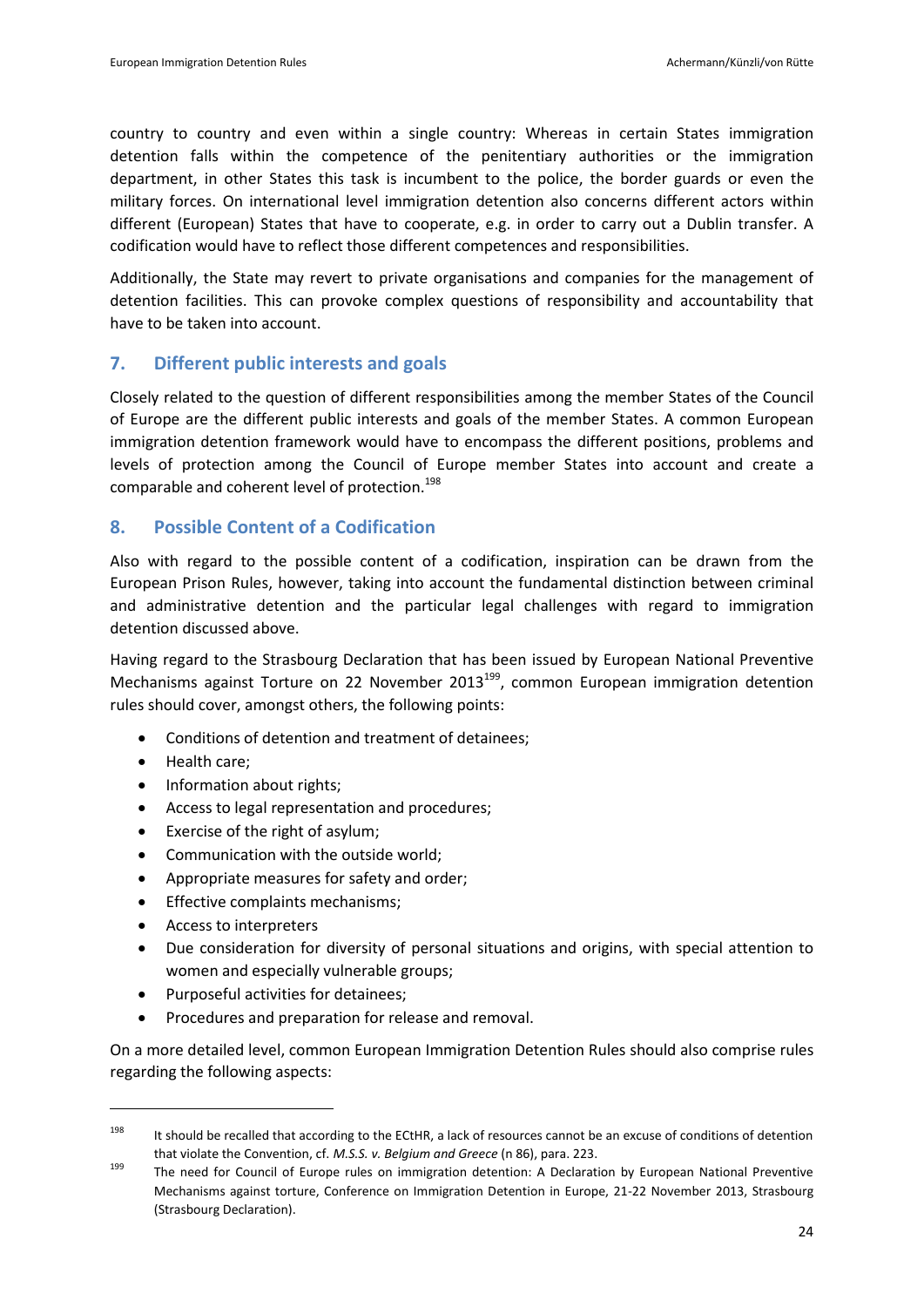country to country and even within a single country: Whereas in certain States immigration detention falls within the competence of the penitentiary authorities or the immigration department, in other States this task is incumbent to the police, the border guards or even the military forces. On international level immigration detention also concerns different actors within different (European) States that have to cooperate, e.g. in order to carry out a Dublin transfer. A codification would have to reflect those different competences and responsibilities.

Additionally, the State may revert to private organisations and companies for the management of detention facilities. This can provoke complex questions of responsibility and accountability that have to be taken into account.

## 7. Different public interests and goals

Closely related to the question of different responsibilities among the member States of the Council of Europe are the different public interests and goals of the member States. A common European immigration detention framework would have to encompass the different positions, problems and levels of protection among the Council of Europe member States into account and create a comparable and coherent level of protection.[198]

## 8. Possible Content of a Codification

Also with regard to the possible content of a codification, inspiration can be drawn from the European Prison Rules, however, taking into account the fundamental distinction between criminal and administrative detention and the particular legal challenges with regard to immigration detention discussed above.

Having regard to the Strasbourg Declaration that has been issued by European National Preventive Mechanisms against Torture on 22 November 2013[199], common European immigration detention rules should cover, amongst others, the following points:

- Conditions of detention and treatment of detainees;
- Health care;
- Information about rights;
- Access to legal representation and procedures;
- Exercise of the right of asylum;
- Communication with the outside world;
- Appropriate measures for safety and order;
- Effective complaints mechanisms;
- Access to interpreters
- Due consideration for diversity of personal situations and origins, with special attention to women and especially vulnerable groups;
- Purposeful activities for detainees;
- Procedures and preparation for release and removal.

On a more detailed level, common European Immigration Detention Rules should also comprise rules regarding the following aspects:

---

[198] It should be recalled that according to the ECtHR, a lack of resources cannot be an excuse of conditions of detention that violate the Convention, cf. *M.S.S. v. Belgium and Greece* (n 86), para. 223.

[199] The need for Council of Europe rules on immigration detention: A Declaration by European National Preventive Mechanisms against torture, Conference on Immigration Detention in Europe, 21-22 November 2013, Strasbourg (Strasbourg Declaration).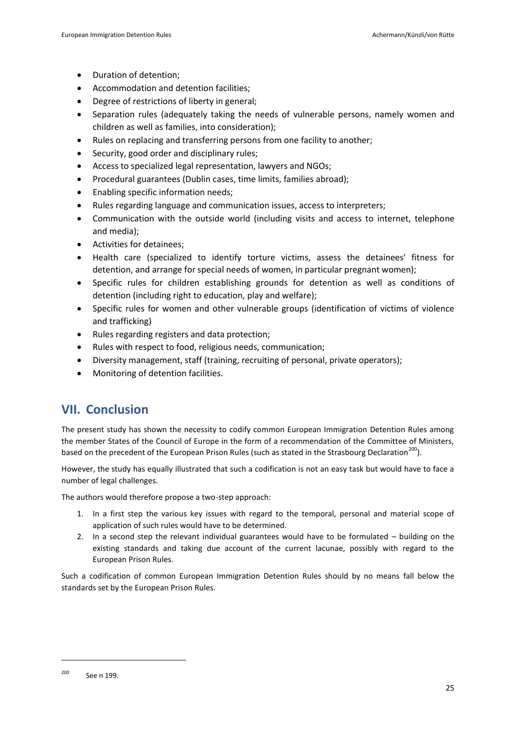- Duration of detention;
- Accommodation and detention facilities;
- Degree of restrictions of liberty in general;
- Separation rules (adequately taking the needs of vulnerable persons, namely women and children as well as families, into consideration);
- Rules on replacing and transferring persons from one facility to another;
- Security, good order and disciplinary rules;
- Access to specialized legal representation, lawyers and NGOs;
- Procedural guarantees (Dublin cases, time limits, families abroad);
- Enabling specific information needs;
- Rules regarding language and communication issues, access to interpreters;
- Communication with the outside world (including visits and access to internet, telephone and media);
- Activities for detainees;
- Health care (specialized to identify torture victims, assess the detainees' fitness for detention, and arrange for special needs of women, in particular pregnant women);
- Specific rules for children establishing grounds for detention as well as conditions of detention (including right to education, play and welfare);
- Specific rules for women and other vulnerable groups (identification of victims of violence and trafficking)
- Rules regarding registers and data protection;
- Rules with respect to food, religious needs, communication;
- Diversity management, staff (training, recruiting of personal, private operators);
- Monitoring of detention facilities.

## VII. Conclusion

The present study has shown the necessity to codify common European Immigration Detention Rules among the member States of the Council of Europe in the form of a recommendation of the Committee of Ministers, based on the precedent of the European Prison Rules (such as stated in the Strasbourg Declaration[200]).

However, the study has equally illustrated that such a codification is not an easy task but would have to face a number of legal challenges.

The authors would therefore propose a two-step approach:

1. In a first step the various key issues with regard to the temporal, personal and material scope of application of such rules would have to be determined.
2. In a second step the relevant individual guarantees would have to be formulated – building on the existing standards and taking due account of the current lacunae, possibly with regard to the European Prison Rules.

Such a codification of common European Immigration Detention Rules should by no means fall below the standards set by the European Prison Rules.

---

[200] See n 199.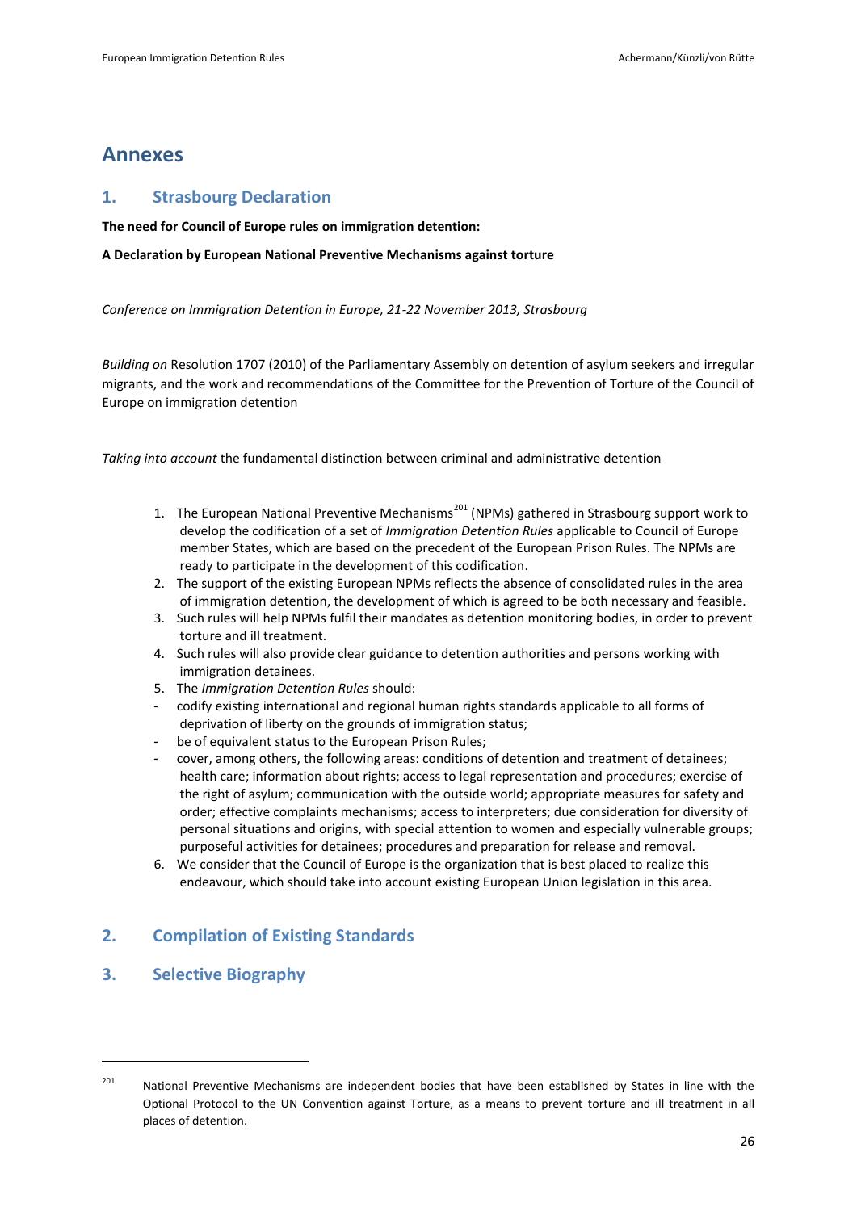# Annexes

## 1. Strasbourg Declaration

**The need for Council of Europe rules on immigration detention:**

**A Declaration by European National Preventive Mechanisms against torture**

*Conference on Immigration Detention in Europe, 21-22 November 2013, Strasbourg*

*Building on* Resolution 1707 (2010) of the Parliamentary Assembly on detention of asylum seekers and irregular migrants, and the work and recommendations of the Committee for the Prevention of Torture of the Council of Europe on immigration detention

*Taking into account* the fundamental distinction between criminal and administrative detention

1. The European National Preventive Mechanisms[201] (NPMs) gathered in Strasbourg support work to develop the codification of a set of *Immigration Detention Rules* applicable to Council of Europe member States, which are based on the precedent of the European Prison Rules. The NPMs are ready to participate in the development of this codification.
2. The support of the existing European NPMs reflects the absence of consolidated rules in the area of immigration detention, the development of which is agreed to be both necessary and feasible.
3. Such rules will help NPMs fulfil their mandates as detention monitoring bodies, in order to prevent torture and ill treatment.
4. Such rules will also provide clear guidance to detention authorities and persons working with immigration detainees.
5. The *Immigration Detention Rules* should:
   - codify existing international and regional human rights standards applicable to all forms of deprivation of liberty on the grounds of immigration status;
   - be of equivalent status to the European Prison Rules;
   - cover, among others, the following areas: conditions of detention and treatment of detainees; health care; information about rights; access to legal representation and procedures; exercise of the right of asylum; communication with the outside world; appropriate measures for safety and order; effective complaints mechanisms; access to interpreters; due consideration for diversity of personal situations and origins, with special attention to women and especially vulnerable groups; purposeful activities for detainees; procedures and preparation for release and removal.
6. We consider that the Council of Europe is the organization that is best placed to realize this endeavour, which should take into account existing European Union legislation in this area.

## 2. Compilation of Existing Standards

## 3. Selective Biography

[201] National Preventive Mechanisms are independent bodies that have been established by States in line with the Optional Protocol to the UN Convention against Torture, as a means to prevent torture and ill treatment in all places of detention.